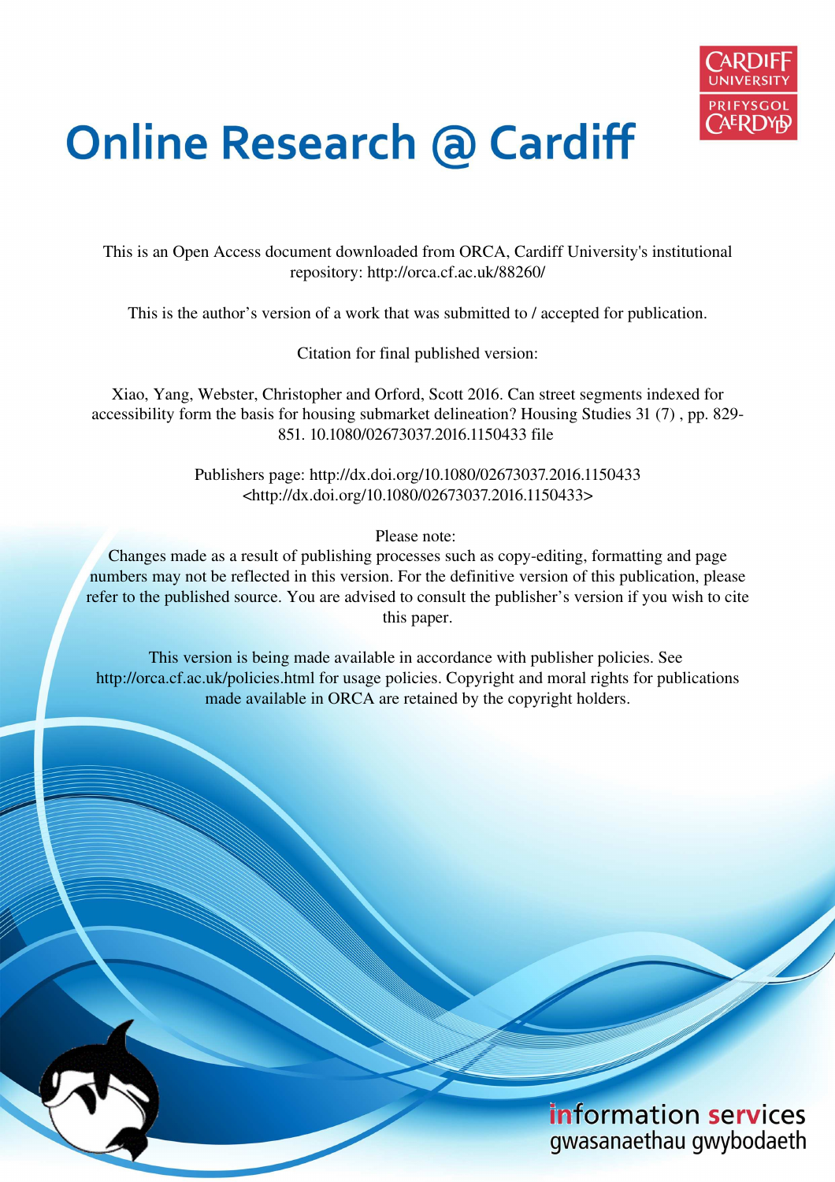# Online Research @ Cardiff

This is an Open Access document downloaded from ORCA, Cardiff University's institutional repository: http://orca.cf.ac.uk/88260/

This is the author's version of a work that was submitted to / accepted for publication.

Citation for final published version:

Xiao, Yang, Webster, Christopher and Orford, Scott 2016. Can street segments indexed for accessibility form the basis for housing submarket delineation? Housing Studies 31 (7) , pp. 829-851. 10.1080/02673037.2016.1150433 file

Publishers page: http://dx.doi.org/10.1080/02673037.2016.1150433 <http://dx.doi.org/10.1080/02673037.2016.1150433>

Please note:
Changes made as a result of publishing processes such as copy-editing, formatting and page numbers may not be reflected in this version. For the definitive version of this publication, please refer to the published source. You are advised to consult the publisher's version if you wish to cite this paper.

This version is being made available in accordance with publisher policies. See http://orca.cf.ac.uk/policies.html for usage policies. Copyright and moral rights for publications made available in ORCA are retained by the copyright holders.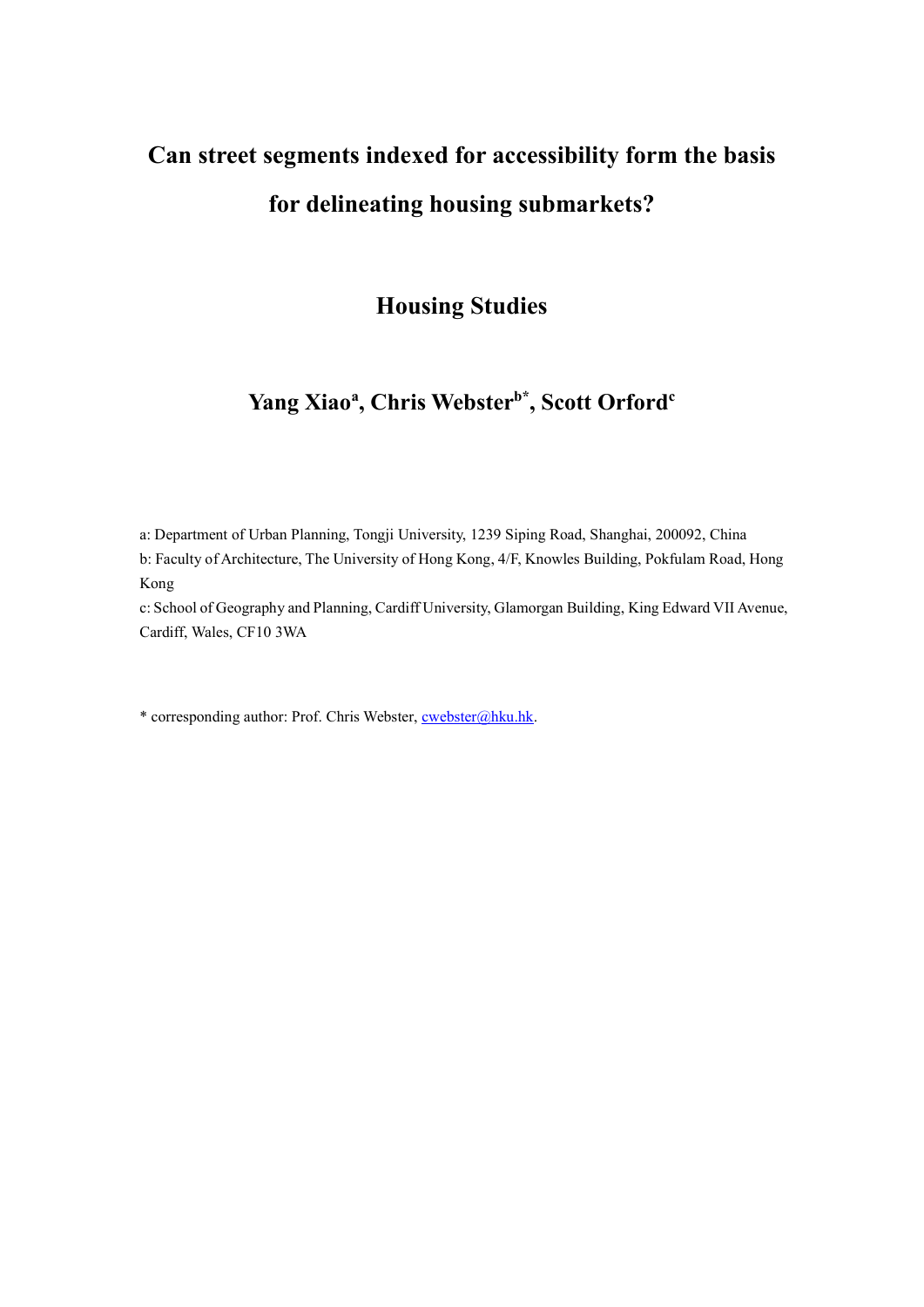# Can street segments indexed for accessibility form the basis for delineating housing submarkets?

## Housing Studies

### Yang Xiao[a], Chris Webster[b*], Scott Orford[c]

a: Department of Urban Planning, Tongji University, 1239 Siping Road, Shanghai, 200092, China

b: Faculty of Architecture, The University of Hong Kong, 4/F, Knowles Building, Pokfulam Road, Hong Kong

c: School of Geography and Planning, Cardiff University, Glamorgan Building, King Edward VII Avenue, Cardiff, Wales, CF10 3WA

* corresponding author: Prof. Chris Webster, cwebster@hku.hk.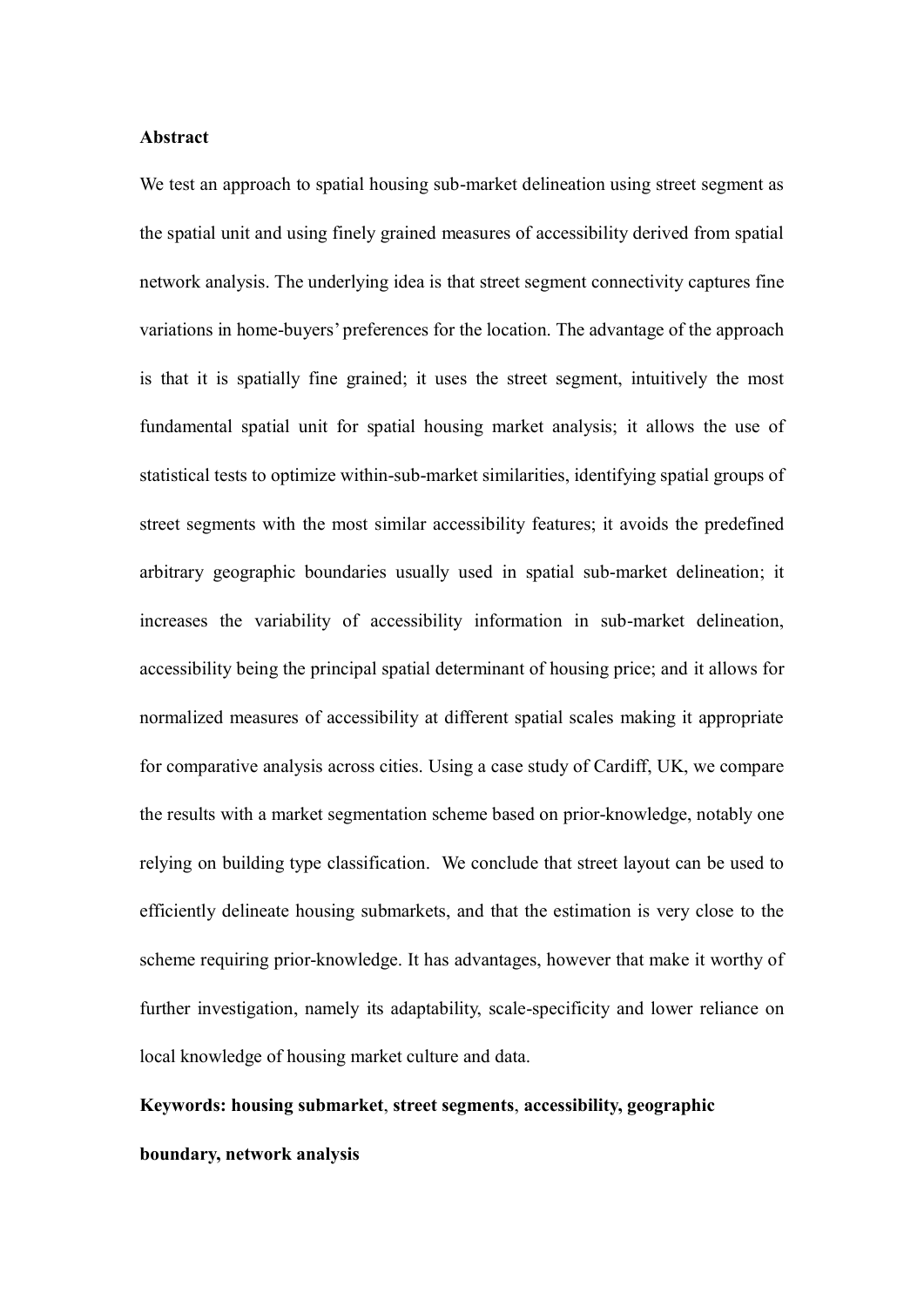**Abstract**

We test an approach to spatial housing sub-market delineation using street segment as the spatial unit and using finely grained measures of accessibility derived from spatial network analysis. The underlying idea is that street segment connectivity captures fine variations in home-buyers' preferences for the location. The advantage of the approach is that it is spatially fine grained; it uses the street segment, intuitively the most fundamental spatial unit for spatial housing market analysis; it allows the use of statistical tests to optimize within-sub-market similarities, identifying spatial groups of street segments with the most similar accessibility features; it avoids the predefined arbitrary geographic boundaries usually used in spatial sub-market delineation; it increases the variability of accessibility information in sub-market delineation, accessibility being the principal spatial determinant of housing price; and it allows for normalized measures of accessibility at different spatial scales making it appropriate for comparative analysis across cities. Using a case study of Cardiff, UK, we compare the results with a market segmentation scheme based on prior-knowledge, notably one relying on building type classification. We conclude that street layout can be used to efficiently delineate housing submarkets, and that the estimation is very close to the scheme requiring prior-knowledge. It has advantages, however that make it worthy of further investigation, namely its adaptability, scale-specificity and lower reliance on local knowledge of housing market culture and data.

**Keywords: housing submarket**, **street segments**, **accessibility, geographic boundary, network analysis**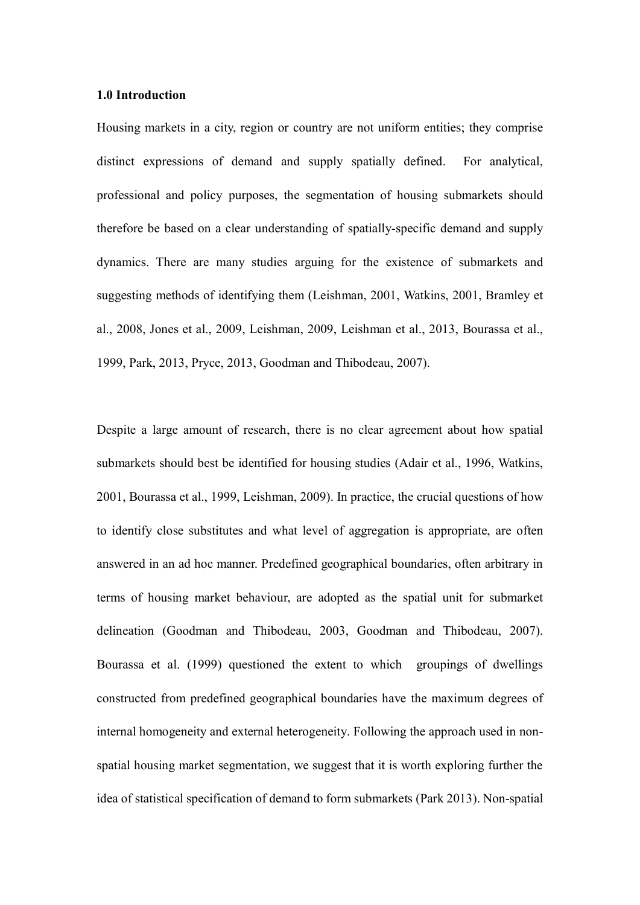### 1.0 Introduction

Housing markets in a city, region or country are not uniform entities; they comprise distinct expressions of demand and supply spatially defined. For analytical, professional and policy purposes, the segmentation of housing submarkets should therefore be based on a clear understanding of spatially-specific demand and supply dynamics. There are many studies arguing for the existence of submarkets and suggesting methods of identifying them (Leishman, 2001, Watkins, 2001, Bramley et al., 2008, Jones et al., 2009, Leishman, 2009, Leishman et al., 2013, Bourassa et al., 1999, Park, 2013, Pryce, 2013, Goodman and Thibodeau, 2007).

Despite a large amount of research, there is no clear agreement about how spatial submarkets should best be identified for housing studies (Adair et al., 1996, Watkins, 2001, Bourassa et al., 1999, Leishman, 2009). In practice, the crucial questions of how to identify close substitutes and what level of aggregation is appropriate, are often answered in an ad hoc manner. Predefined geographical boundaries, often arbitrary in terms of housing market behaviour, are adopted as the spatial unit for submarket delineation (Goodman and Thibodeau, 2003, Goodman and Thibodeau, 2007). Bourassa et al. (1999) questioned the extent to which groupings of dwellings constructed from predefined geographical boundaries have the maximum degrees of internal homogeneity and external heterogeneity. Following the approach used in non-spatial housing market segmentation, we suggest that it is worth exploring further the idea of statistical specification of demand to form submarkets (Park 2013). Non-spatial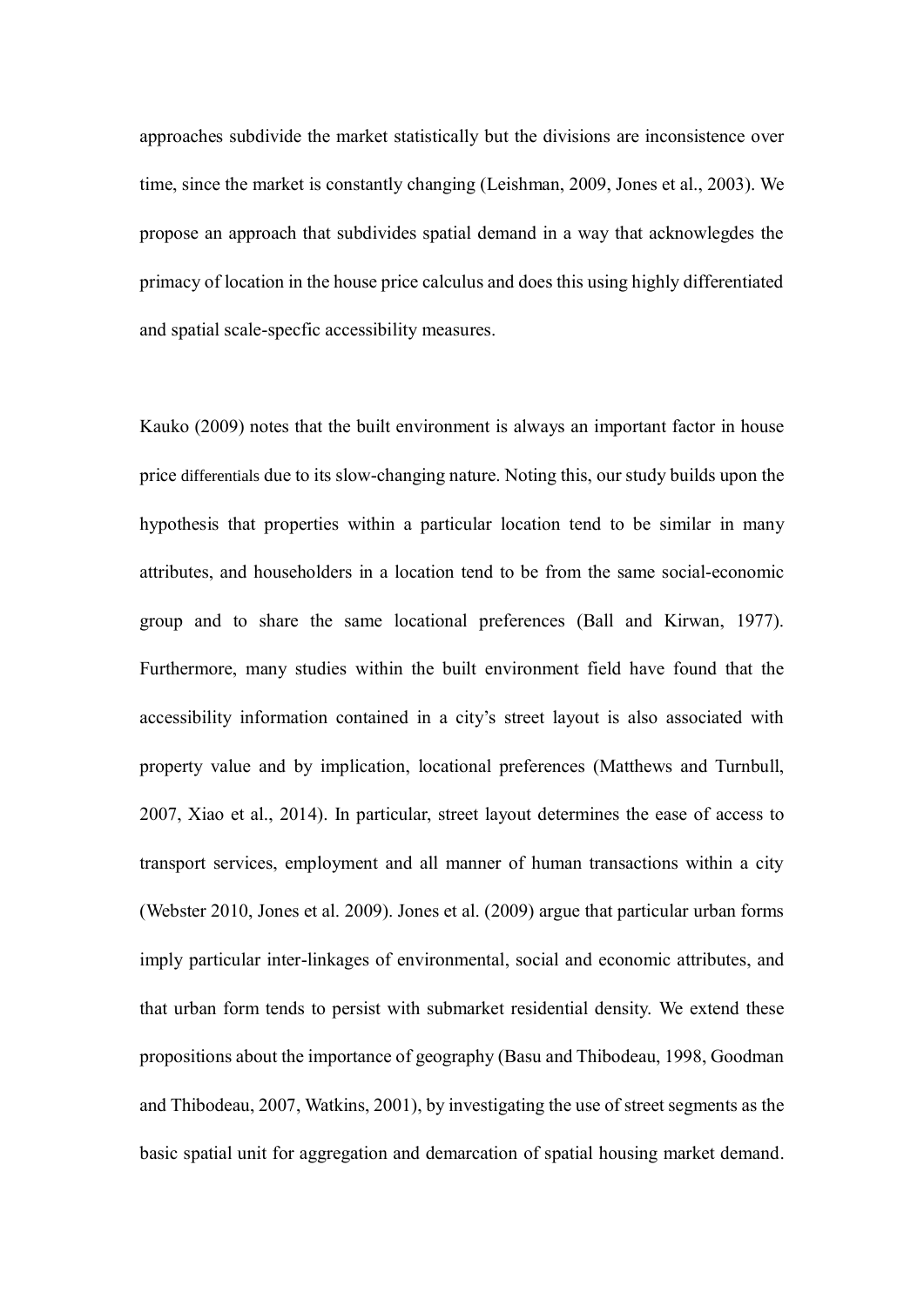approaches subdivide the market statistically but the divisions are inconsistence over time, since the market is constantly changing (Leishman, 2009, Jones et al., 2003). We propose an approach that subdivides spatial demand in a way that acknowlegdes the primacy of location in the house price calculus and does this using highly differentiated and spatial scale-specfic accessibility measures.

Kauko (2009) notes that the built environment is always an important factor in house price differentials due to its slow-changing nature. Noting this, our study builds upon the hypothesis that properties within a particular location tend to be similar in many attributes, and householders in a location tend to be from the same social-economic group and to share the same locational preferences (Ball and Kirwan, 1977). Furthermore, many studies within the built environment field have found that the accessibility information contained in a city's street layout is also associated with property value and by implication, locational preferences (Matthews and Turnbull, 2007, Xiao et al., 2014). In particular, street layout determines the ease of access to transport services, employment and all manner of human transactions within a city (Webster 2010, Jones et al. 2009). Jones et al. (2009) argue that particular urban forms imply particular inter-linkages of environmental, social and economic attributes, and that urban form tends to persist with submarket residential density. We extend these propositions about the importance of geography (Basu and Thibodeau, 1998, Goodman and Thibodeau, 2007, Watkins, 2001), by investigating the use of street segments as the basic spatial unit for aggregation and demarcation of spatial housing market demand.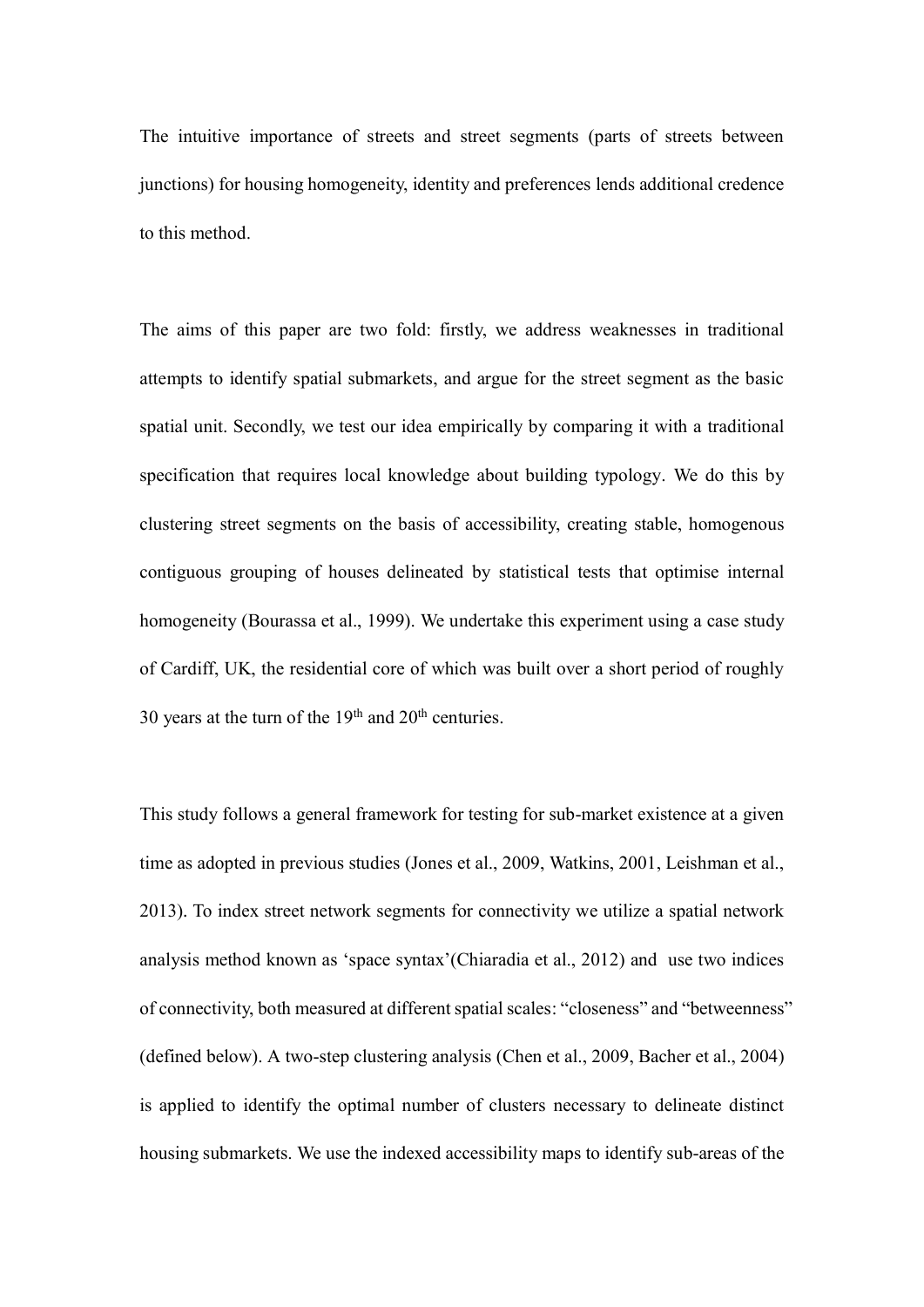The intuitive importance of streets and street segments (parts of streets between junctions) for housing homogeneity, identity and preferences lends additional credence to this method.

The aims of this paper are two fold: firstly, we address weaknesses in traditional attempts to identify spatial submarkets, and argue for the street segment as the basic spatial unit. Secondly, we test our idea empirically by comparing it with a traditional specification that requires local knowledge about building typology. We do this by clustering street segments on the basis of accessibility, creating stable, homogenous contiguous grouping of houses delineated by statistical tests that optimise internal homogeneity (Bourassa et al., 1999). We undertake this experiment using a case study of Cardiff, UK, the residential core of which was built over a short period of roughly 30 years at the turn of the 19th and 20th centuries.

This study follows a general framework for testing for sub-market existence at a given time as adopted in previous studies (Jones et al., 2009, Watkins, 2001, Leishman et al., 2013). To index street network segments for connectivity we utilize a spatial network analysis method known as 'space syntax'(Chiaradia et al., 2012) and use two indices of connectivity, both measured at different spatial scales: "closeness" and "betweenness" (defined below). A two-step clustering analysis (Chen et al., 2009, Bacher et al., 2004) is applied to identify the optimal number of clusters necessary to delineate distinct housing submarkets. We use the indexed accessibility maps to identify sub-areas of the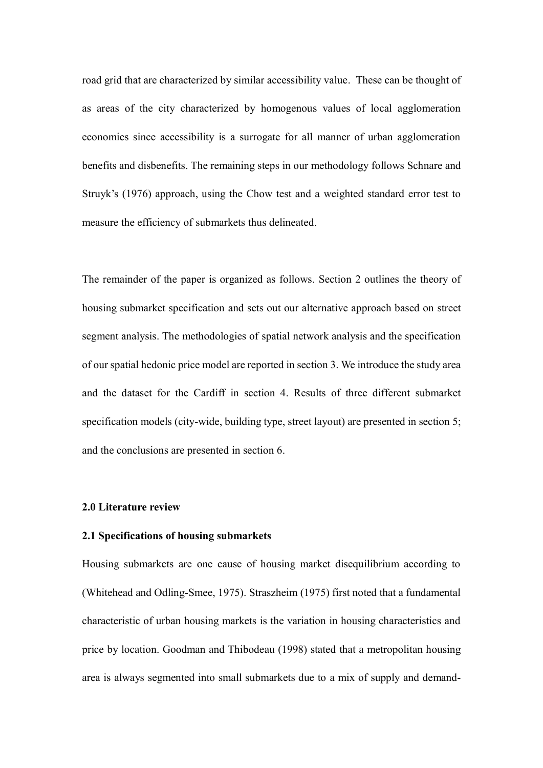road grid that are characterized by similar accessibility value. These can be thought of as areas of the city characterized by homogenous values of local agglomeration economies since accessibility is a surrogate for all manner of urban agglomeration benefits and disbenefits. The remaining steps in our methodology follows Schnare and Struyk's (1976) approach, using the Chow test and a weighted standard error test to measure the efficiency of submarkets thus delineated.

The remainder of the paper is organized as follows. Section 2 outlines the theory of housing submarket specification and sets out our alternative approach based on street segment analysis. The methodologies of spatial network analysis and the specification of our spatial hedonic price model are reported in section 3. We introduce the study area and the dataset for the Cardiff in section 4. Results of three different submarket specification models (city-wide, building type, street layout) are presented in section 5; and the conclusions are presented in section 6.

## 2.0 Literature review

### 2.1 Specifications of housing submarkets

Housing submarkets are one cause of housing market disequilibrium according to (Whitehead and Odling-Smee, 1975). Straszheim (1975) first noted that a fundamental characteristic of urban housing markets is the variation in housing characteristics and price by location. Goodman and Thibodeau (1998) stated that a metropolitan housing area is always segmented into small submarkets due to a mix of supply and demand-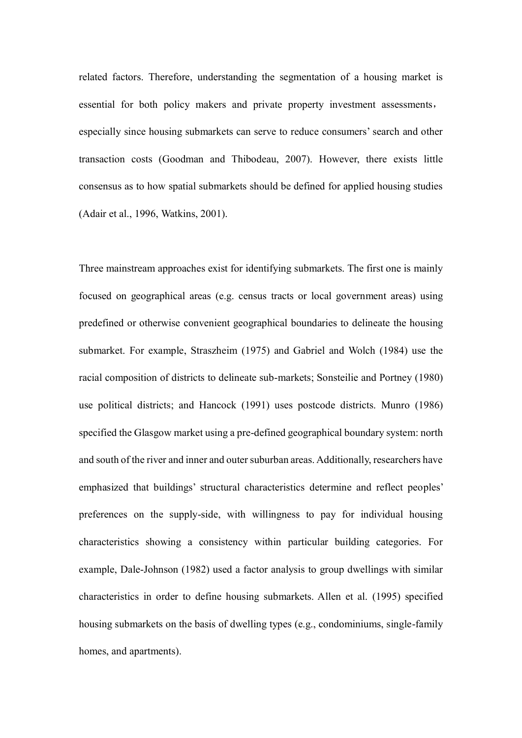related factors. Therefore, understanding the segmentation of a housing market is essential for both policy makers and private property investment assessments， especially since housing submarkets can serve to reduce consumers' search and other transaction costs (Goodman and Thibodeau, 2007). However, there exists little consensus as to how spatial submarkets should be defined for applied housing studies (Adair et al., 1996, Watkins, 2001).

Three mainstream approaches exist for identifying submarkets. The first one is mainly focused on geographical areas (e.g. census tracts or local government areas) using predefined or otherwise convenient geographical boundaries to delineate the housing submarket. For example, Straszheim (1975) and Gabriel and Wolch (1984) use the racial composition of districts to delineate sub-markets; Sonsteilie and Portney (1980) use political districts; and Hancock (1991) uses postcode districts. Munro (1986) specified the Glasgow market using a pre-defined geographical boundary system: north and south of the river and inner and outer suburban areas. Additionally, researchers have emphasized that buildings' structural characteristics determine and reflect peoples' preferences on the supply-side, with willingness to pay for individual housing characteristics showing a consistency within particular building categories. For example, Dale-Johnson (1982) used a factor analysis to group dwellings with similar characteristics in order to define housing submarkets. Allen et al. (1995) specified housing submarkets on the basis of dwelling types (e.g., condominiums, single-family homes, and apartments).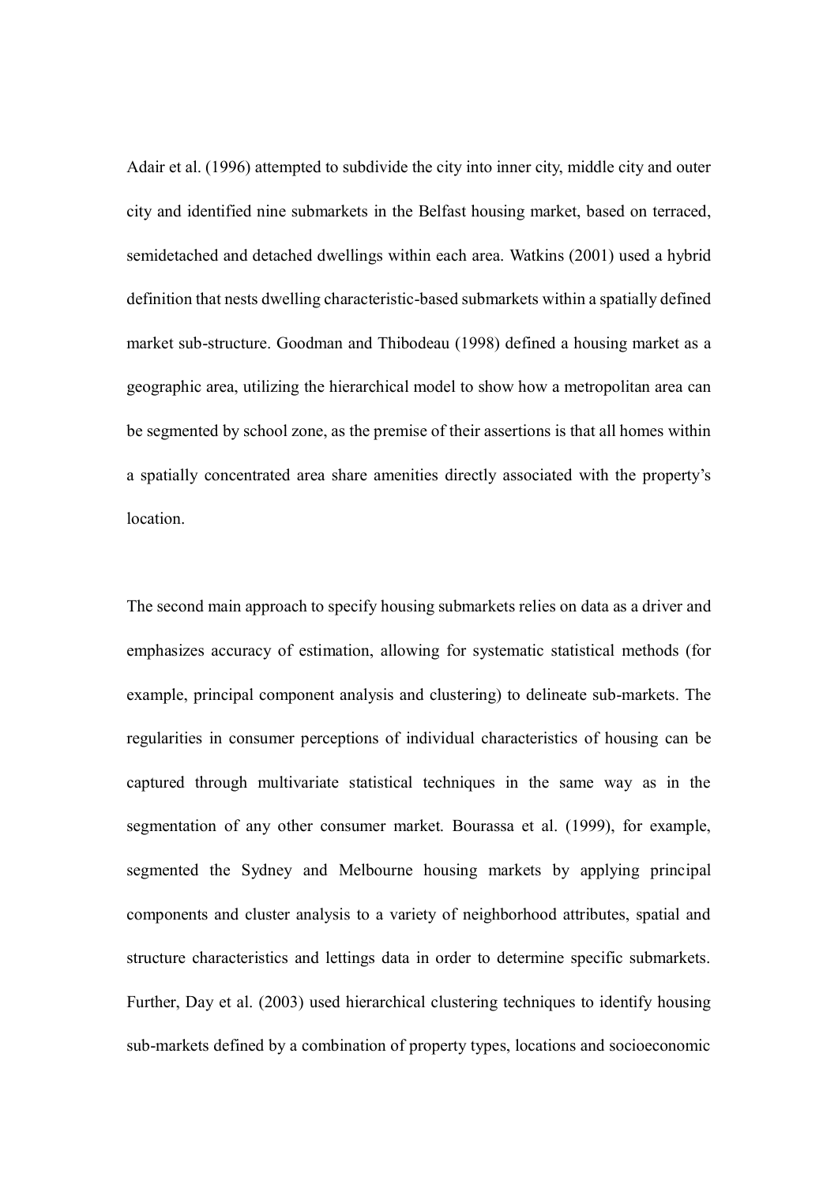Adair et al. (1996) attempted to subdivide the city into inner city, middle city and outer city and identified nine submarkets in the Belfast housing market, based on terraced, semidetached and detached dwellings within each area. Watkins (2001) used a hybrid definition that nests dwelling characteristic-based submarkets within a spatially defined market sub-structure. Goodman and Thibodeau (1998) defined a housing market as a geographic area, utilizing the hierarchical model to show how a metropolitan area can be segmented by school zone, as the premise of their assertions is that all homes within a spatially concentrated area share amenities directly associated with the property's location.

The second main approach to specify housing submarkets relies on data as a driver and emphasizes accuracy of estimation, allowing for systematic statistical methods (for example, principal component analysis and clustering) to delineate sub-markets. The regularities in consumer perceptions of individual characteristics of housing can be captured through multivariate statistical techniques in the same way as in the segmentation of any other consumer market. Bourassa et al. (1999), for example, segmented the Sydney and Melbourne housing markets by applying principal components and cluster analysis to a variety of neighborhood attributes, spatial and structure characteristics and lettings data in order to determine specific submarkets. Further, Day et al. (2003) used hierarchical clustering techniques to identify housing sub-markets defined by a combination of property types, locations and socioeconomic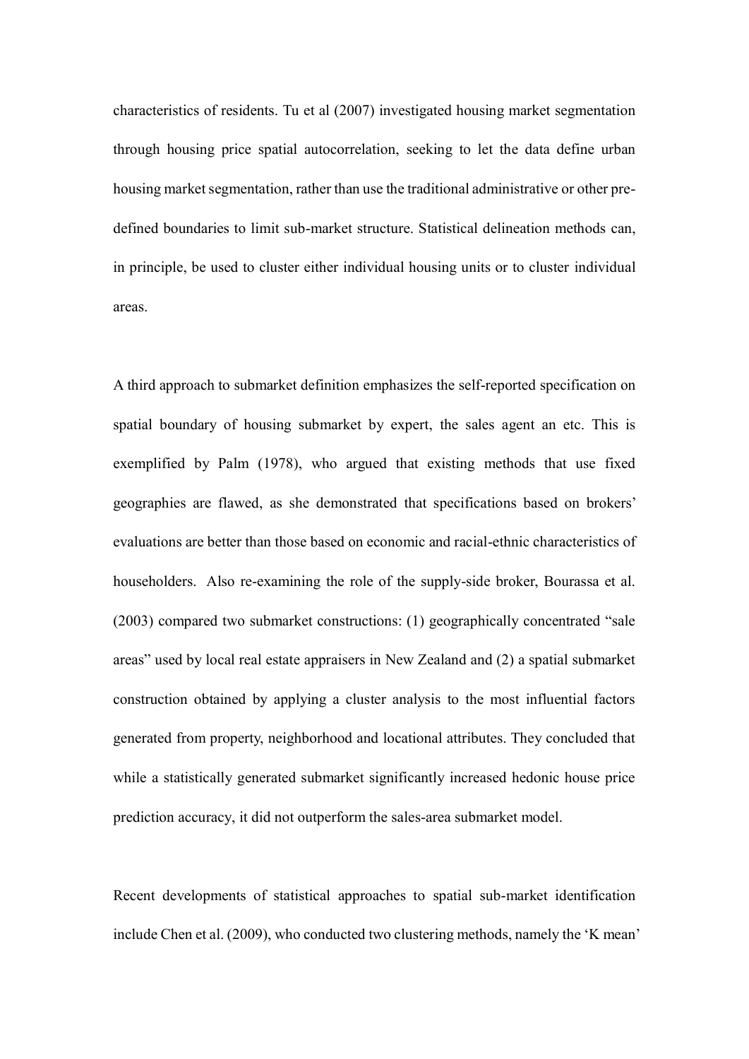characteristics of residents. Tu et al (2007) investigated housing market segmentation through housing price spatial autocorrelation, seeking to let the data define urban housing market segmentation, rather than use the traditional administrative or other pre-defined boundaries to limit sub-market structure. Statistical delineation methods can, in principle, be used to cluster either individual housing units or to cluster individual areas.

A third approach to submarket definition emphasizes the self-reported specification on spatial boundary of housing submarket by expert, the sales agent an etc. This is exemplified by Palm (1978), who argued that existing methods that use fixed geographies are flawed, as she demonstrated that specifications based on brokers' evaluations are better than those based on economic and racial-ethnic characteristics of householders. Also re-examining the role of the supply-side broker, Bourassa et al. (2003) compared two submarket constructions: (1) geographically concentrated "sale areas" used by local real estate appraisers in New Zealand and (2) a spatial submarket construction obtained by applying a cluster analysis to the most influential factors generated from property, neighborhood and locational attributes. They concluded that while a statistically generated submarket significantly increased hedonic house price prediction accuracy, it did not outperform the sales-area submarket model.

Recent developments of statistical approaches to spatial sub-market identification include Chen et al. (2009), who conducted two clustering methods, namely the 'K mean'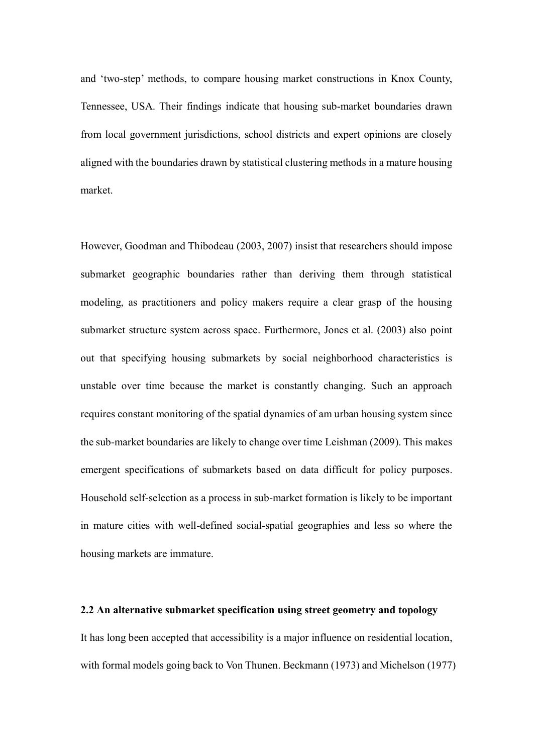and 'two-step' methods, to compare housing market constructions in Knox County, Tennessee, USA. Their findings indicate that housing sub-market boundaries drawn from local government jurisdictions, school districts and expert opinions are closely aligned with the boundaries drawn by statistical clustering methods in a mature housing market.

However, Goodman and Thibodeau (2003, 2007) insist that researchers should impose submarket geographic boundaries rather than deriving them through statistical modeling, as practitioners and policy makers require a clear grasp of the housing submarket structure system across space. Furthermore, Jones et al. (2003) also point out that specifying housing submarkets by social neighborhood characteristics is unstable over time because the market is constantly changing. Such an approach requires constant monitoring of the spatial dynamics of am urban housing system since the sub-market boundaries are likely to change over time Leishman (2009). This makes emergent specifications of submarkets based on data difficult for policy purposes. Household self-selection as a process in sub-market formation is likely to be important in mature cities with well-defined social-spatial geographies and less so where the housing markets are immature.

**2.2 An alternative submarket specification using street geometry and topology**

It has long been accepted that accessibility is a major influence on residential location, with formal models going back to Von Thunen. Beckmann (1973) and Michelson (1977)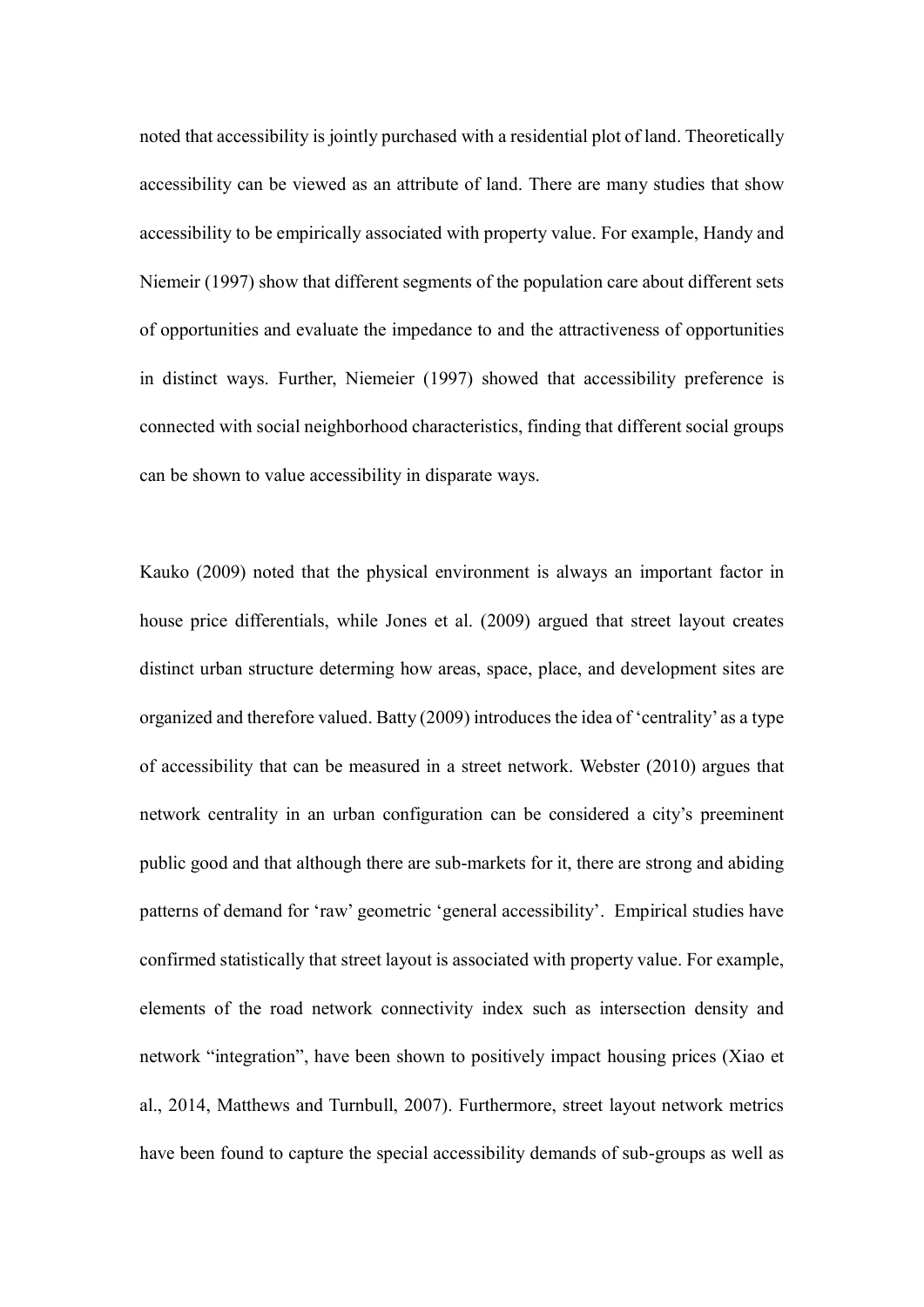noted that accessibility is jointly purchased with a residential plot of land. Theoretically accessibility can be viewed as an attribute of land. There are many studies that show accessibility to be empirically associated with property value. For example, Handy and Niemeir (1997) show that different segments of the population care about different sets of opportunities and evaluate the impedance to and the attractiveness of opportunities in distinct ways. Further, Niemeier (1997) showed that accessibility preference is connected with social neighborhood characteristics, finding that different social groups can be shown to value accessibility in disparate ways.

Kauko (2009) noted that the physical environment is always an important factor in house price differentials, while Jones et al. (2009) argued that street layout creates distinct urban structure determing how areas, space, place, and development sites are organized and therefore valued. Batty (2009) introduces the idea of 'centrality' as a type of accessibility that can be measured in a street network. Webster (2010) argues that network centrality in an urban configuration can be considered a city's preeminent public good and that although there are sub-markets for it, there are strong and abiding patterns of demand for 'raw' geometric 'general accessibility'. Empirical studies have confirmed statistically that street layout is associated with property value. For example, elements of the road network connectivity index such as intersection density and network "integration", have been shown to positively impact housing prices (Xiao et al., 2014, Matthews and Turnbull, 2007). Furthermore, street layout network metrics have been found to capture the special accessibility demands of sub-groups as well as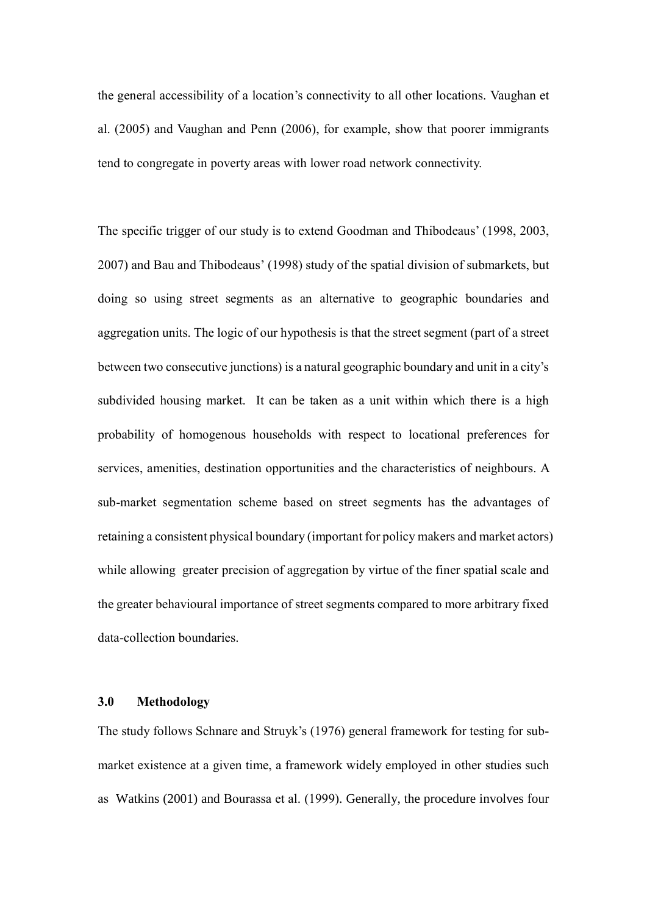the general accessibility of a location's connectivity to all other locations. Vaughan et al. (2005) and Vaughan and Penn (2006), for example, show that poorer immigrants tend to congregate in poverty areas with lower road network connectivity.

The specific trigger of our study is to extend Goodman and Thibodeaus' (1998, 2003, 2007) and Bau and Thibodeaus' (1998) study of the spatial division of submarkets, but doing so using street segments as an alternative to geographic boundaries and aggregation units. The logic of our hypothesis is that the street segment (part of a street between two consecutive junctions) is a natural geographic boundary and unit in a city's subdivided housing market. It can be taken as a unit within which there is a high probability of homogenous households with respect to locational preferences for services, amenities, destination opportunities and the characteristics of neighbours. A sub-market segmentation scheme based on street segments has the advantages of retaining a consistent physical boundary (important for policy makers and market actors) while allowing greater precision of aggregation by virtue of the finer spatial scale and the greater behavioural importance of street segments compared to more arbitrary fixed data-collection boundaries.

## 3.0 Methodology

The study follows Schnare and Struyk's (1976) general framework for testing for sub-market existence at a given time, a framework widely employed in other studies such as Watkins (2001) and Bourassa et al. (1999). Generally, the procedure involves four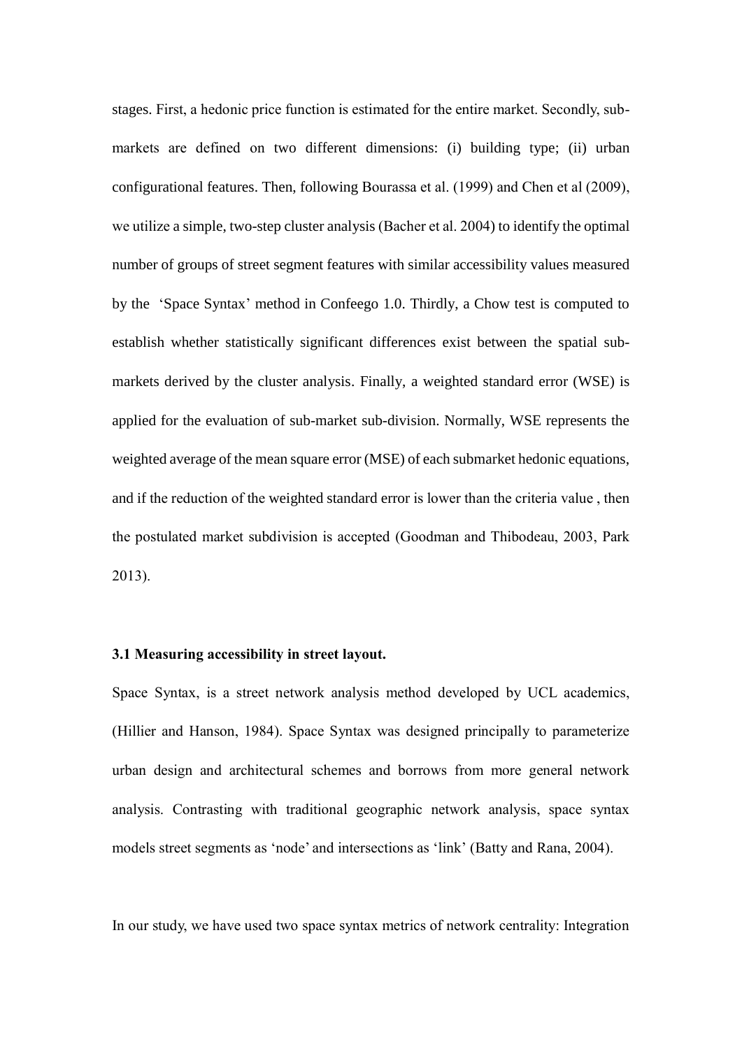stages. First, a hedonic price function is estimated for the entire market. Secondly, sub-markets are defined on two different dimensions: (i) building type; (ii) urban configurational features. Then, following Bourassa et al. (1999) and Chen et al (2009), we utilize a simple, two-step cluster analysis (Bacher et al. 2004) to identify the optimal number of groups of street segment features with similar accessibility values measured by the 'Space Syntax' method in Confeego 1.0. Thirdly, a Chow test is computed to establish whether statistically significant differences exist between the spatial sub-markets derived by the cluster analysis. Finally, a weighted standard error (WSE) is applied for the evaluation of sub-market sub-division. Normally, WSE represents the weighted average of the mean square error (MSE) of each submarket hedonic equations, and if the reduction of the weighted standard error is lower than the criteria value , then the postulated market subdivision is accepted (Goodman and Thibodeau, 2003, Park 2013).

### 3.1 Measuring accessibility in street layout.

Space Syntax, is a street network analysis method developed by UCL academics, (Hillier and Hanson, 1984). Space Syntax was designed principally to parameterize urban design and architectural schemes and borrows from more general network analysis. Contrasting with traditional geographic network analysis, space syntax models street segments as 'node' and intersections as 'link' (Batty and Rana, 2004).

In our study, we have used two space syntax metrics of network centrality: Integration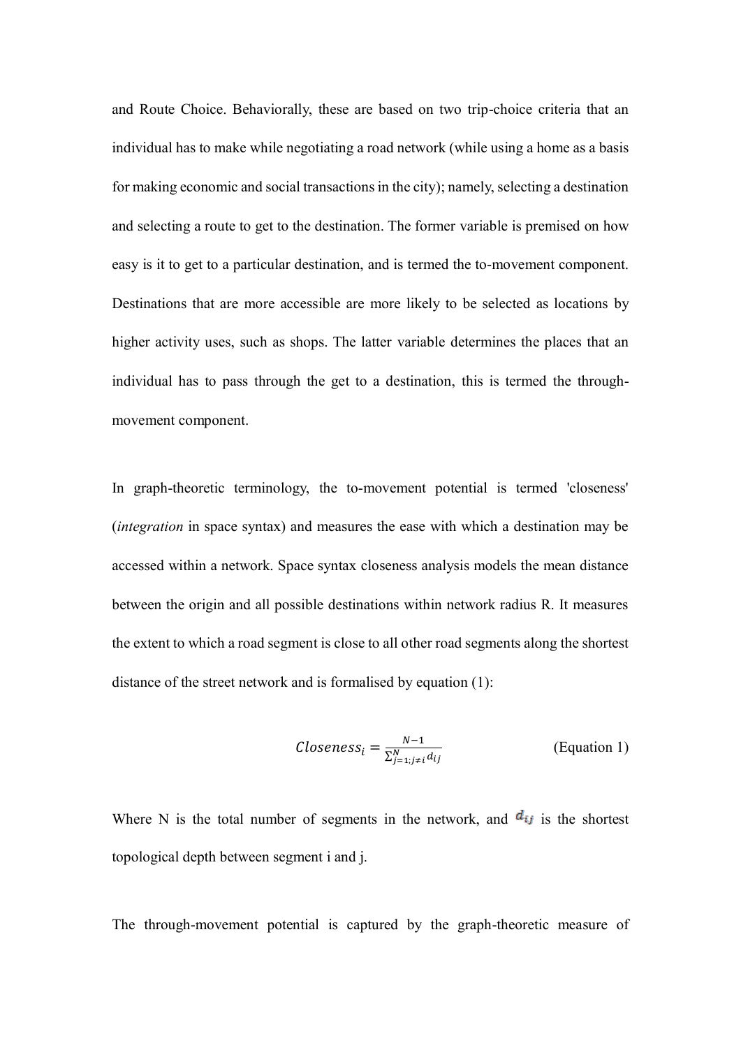and Route Choice. Behaviorally, these are based on two trip-choice criteria that an individual has to make while negotiating a road network (while using a home as a basis for making economic and social transactions in the city); namely, selecting a destination and selecting a route to get to the destination. The former variable is premised on how easy is it to get to a particular destination, and is termed the to-movement component. Destinations that are more accessible are more likely to be selected as locations by higher activity uses, such as shops. The latter variable determines the places that an individual has to pass through the get to a destination, this is termed the through-movement component.

In graph-theoretic terminology, the to-movement potential is termed 'closeness' (*integration* in space syntax) and measures the ease with which a destination may be accessed within a network. Space syntax closeness analysis models the mean distance between the origin and all possible destinations within network radius R. It measures the extent to which a road segment is close to all other road segments along the shortest distance of the street network and is formalised by equation (1):

$$Closeness_i = \frac{N-1}{\sum_{j=1;j\neq i}^{N} d_{ij}} \qquad \text{(Equation 1)}$$

Where N is the total number of segments in the network, and $d_{ij}$ is the shortest topological depth between segment i and j.

The through-movement potential is captured by the graph-theoretic measure of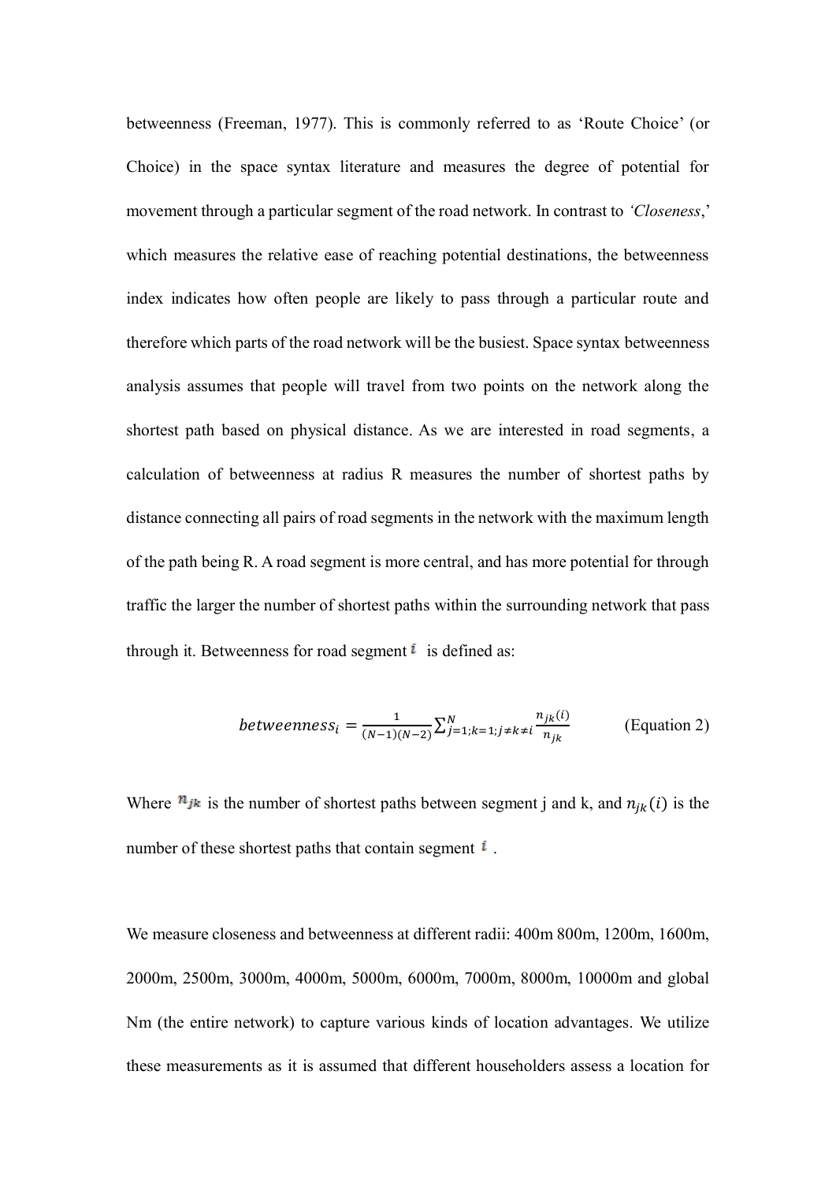betweenness (Freeman, 1977). This is commonly referred to as 'Route Choice' (or Choice) in the space syntax literature and measures the degree of potential for movement through a particular segment of the road network. In contrast to *'Closeness*,' which measures the relative ease of reaching potential destinations, the betweenness index indicates how often people are likely to pass through a particular route and therefore which parts of the road network will be the busiest. Space syntax betweenness analysis assumes that people will travel from two points on the network along the shortest path based on physical distance. As we are interested in road segments, a calculation of betweenness at radius R measures the number of shortest paths by distance connecting all pairs of road segments in the network with the maximum length of the path being R. A road segment is more central, and has more potential for through traffic the larger the number of shortest paths within the surrounding network that pass through it. Betweenness for road segment $i$ is defined as:

$$betweenness_i = \frac{1}{(N-1)(N-2)} \sum_{j=1;k=1;j \neq k \neq i}^{N} \frac{n_{jk}(i)}{n_{jk}} \qquad \text{(Equation 2)}$$

Where $n_{jk}$ is the number of shortest paths between segment j and k, and $n_{jk}(i)$ is the number of these shortest paths that contain segment $i$ .

We measure closeness and betweenness at different radii: 400m 800m, 1200m, 1600m, 2000m, 2500m, 3000m, 4000m, 5000m, 6000m, 7000m, 8000m, 10000m and global Nm (the entire network) to capture various kinds of location advantages. We utilize these measurements as it is assumed that different householders assess a location for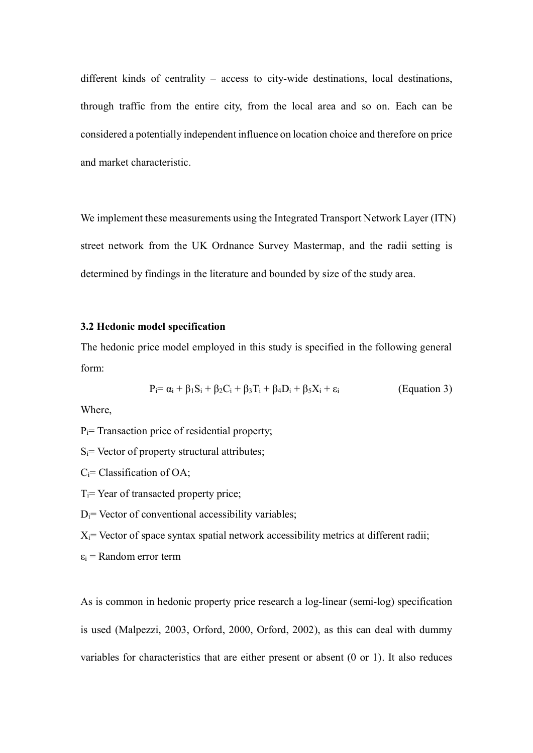different kinds of centrality – access to city-wide destinations, local destinations, through traffic from the entire city, from the local area and so on. Each can be considered a potentially independent influence on location choice and therefore on price and market characteristic.

We implement these measurements using the Integrated Transport Network Layer (ITN) street network from the UK Ordnance Survey Mastermap, and the radii setting is determined by findings in the literature and bounded by size of the study area.

### 3.2 Hedonic model specification

The hedonic price model employed in this study is specified in the following general form:

$$P_i = \alpha_i + \beta_1 S_i + \beta_2 C_i + \beta_3 T_i + \beta_4 D_i + \beta_5 X_i + \varepsilon_i \qquad \text{(Equation 3)}$$

Where,

$P_i$= Transaction price of residential property;

$S_i$= Vector of property structural attributes;

$C_i$= Classification of OA;

$T_i$= Year of transacted property price;

$D_i$= Vector of conventional accessibility variables;

$X_i$= Vector of space syntax spatial network accessibility metrics at different radii;

$\varepsilon_i$ = Random error term

As is common in hedonic property price research a log-linear (semi-log) specification is used (Malpezzi, 2003, Orford, 2000, Orford, 2002), as this can deal with dummy variables for characteristics that are either present or absent (0 or 1). It also reduces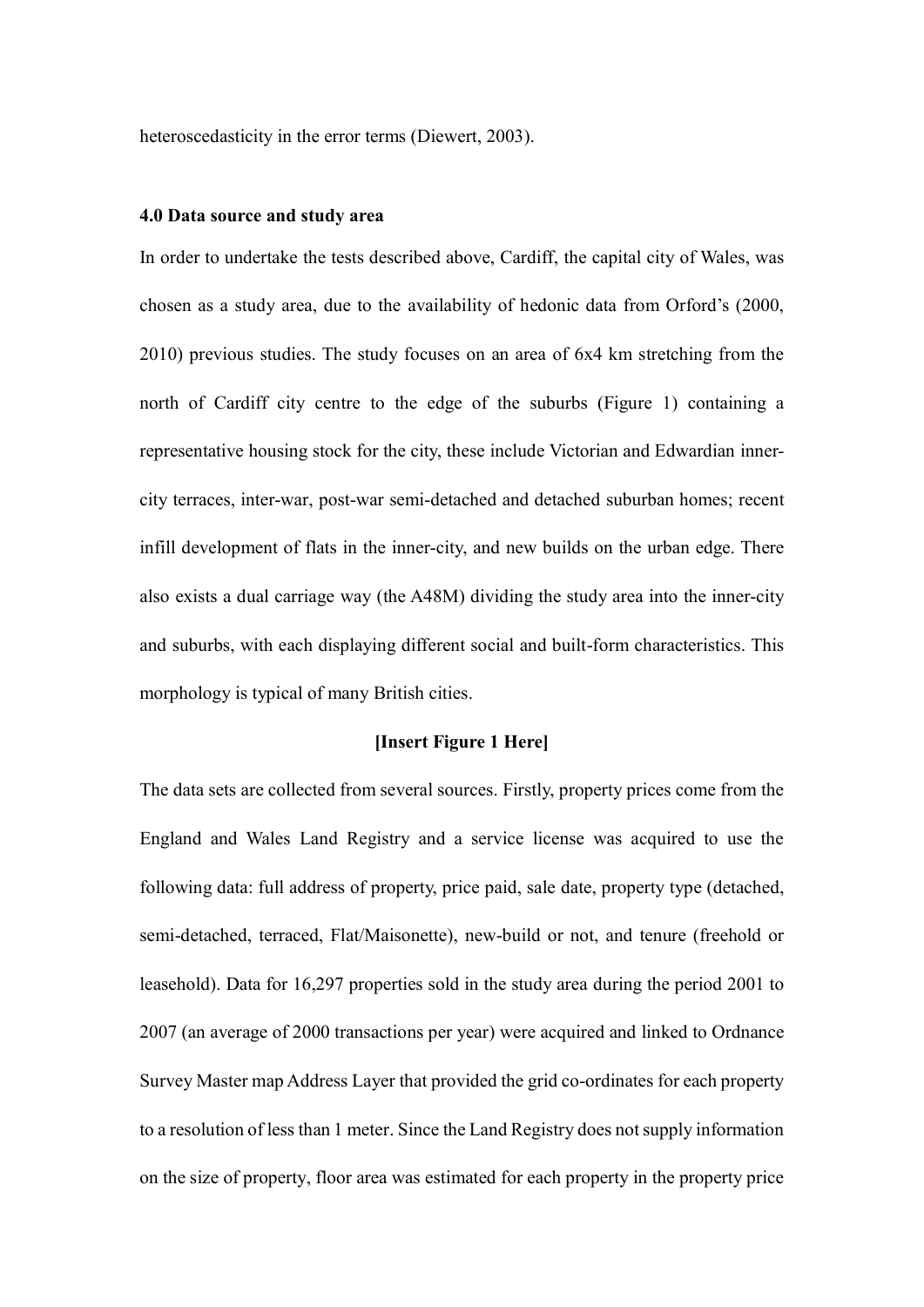heteroscedasticity in the error terms (Diewert, 2003).

## 4.0 Data source and study area

In order to undertake the tests described above, Cardiff, the capital city of Wales, was chosen as a study area, due to the availability of hedonic data from Orford's (2000, 2010) previous studies. The study focuses on an area of 6x4 km stretching from the north of Cardiff city centre to the edge of the suburbs (Figure 1) containing a representative housing stock for the city, these include Victorian and Edwardian inner-city terraces, inter-war, post-war semi-detached and detached suburban homes; recent infill development of flats in the inner-city, and new builds on the urban edge. There also exists a dual carriage way (the A48M) dividing the study area into the inner-city and suburbs, with each displaying different social and built-form characteristics. This morphology is typical of many British cities.

**[Insert Figure 1 Here]**

The data sets are collected from several sources. Firstly, property prices come from the England and Wales Land Registry and a service license was acquired to use the following data: full address of property, price paid, sale date, property type (detached, semi-detached, terraced, Flat/Maisonette), new-build or not, and tenure (freehold or leasehold). Data for 16,297 properties sold in the study area during the period 2001 to 2007 (an average of 2000 transactions per year) were acquired and linked to Ordnance Survey Master map Address Layer that provided the grid co-ordinates for each property to a resolution of less than 1 meter. Since the Land Registry does not supply information on the size of property, floor area was estimated for each property in the property price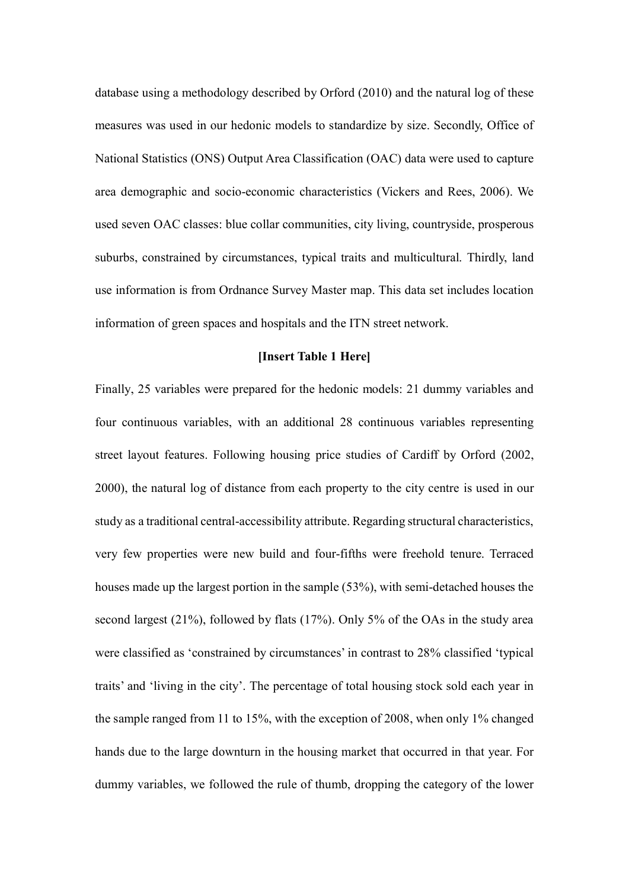database using a methodology described by Orford (2010) and the natural log of these measures was used in our hedonic models to standardize by size. Secondly, Office of National Statistics (ONS) Output Area Classification (OAC) data were used to capture area demographic and socio-economic characteristics (Vickers and Rees, 2006). We used seven OAC classes: blue collar communities, city living, countryside, prosperous suburbs, constrained by circumstances, typical traits and multicultural. Thirdly, land use information is from Ordnance Survey Master map. This data set includes location information of green spaces and hospitals and the ITN street network.

**[Insert Table 1 Here]**

Finally, 25 variables were prepared for the hedonic models: 21 dummy variables and four continuous variables, with an additional 28 continuous variables representing street layout features. Following housing price studies of Cardiff by Orford (2002, 2000), the natural log of distance from each property to the city centre is used in our study as a traditional central-accessibility attribute. Regarding structural characteristics, very few properties were new build and four-fifths were freehold tenure. Terraced houses made up the largest portion in the sample (53%), with semi-detached houses the second largest (21%), followed by flats (17%). Only 5% of the OAs in the study area were classified as 'constrained by circumstances' in contrast to 28% classified 'typical traits' and 'living in the city'. The percentage of total housing stock sold each year in the sample ranged from 11 to 15%, with the exception of 2008, when only 1% changed hands due to the large downturn in the housing market that occurred in that year. For dummy variables, we followed the rule of thumb, dropping the category of the lower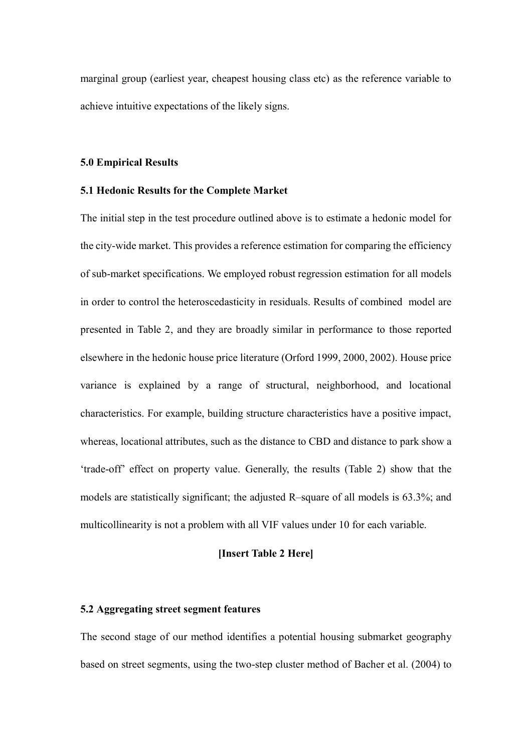marginal group (earliest year, cheapest housing class etc) as the reference variable to achieve intuitive expectations of the likely signs.

### 5.0 Empirical Results

### 5.1 Hedonic Results for the Complete Market

The initial step in the test procedure outlined above is to estimate a hedonic model for the city-wide market. This provides a reference estimation for comparing the efficiency of sub-market specifications. We employed robust regression estimation for all models in order to control the heteroscedasticity in residuals. Results of combined model are presented in Table 2, and they are broadly similar in performance to those reported elsewhere in the hedonic house price literature (Orford 1999, 2000, 2002). House price variance is explained by a range of structural, neighborhood, and locational characteristics. For example, building structure characteristics have a positive impact, whereas, locational attributes, such as the distance to CBD and distance to park show a 'trade-off' effect on property value. Generally, the results (Table 2) show that the models are statistically significant; the adjusted R–square of all models is 63.3%; and multicollinearity is not a problem with all VIF values under 10 for each variable.

**[Insert Table 2 Here]**

### 5.2 Aggregating street segment features

The second stage of our method identifies a potential housing submarket geography based on street segments, using the two-step cluster method of Bacher et al. (2004) to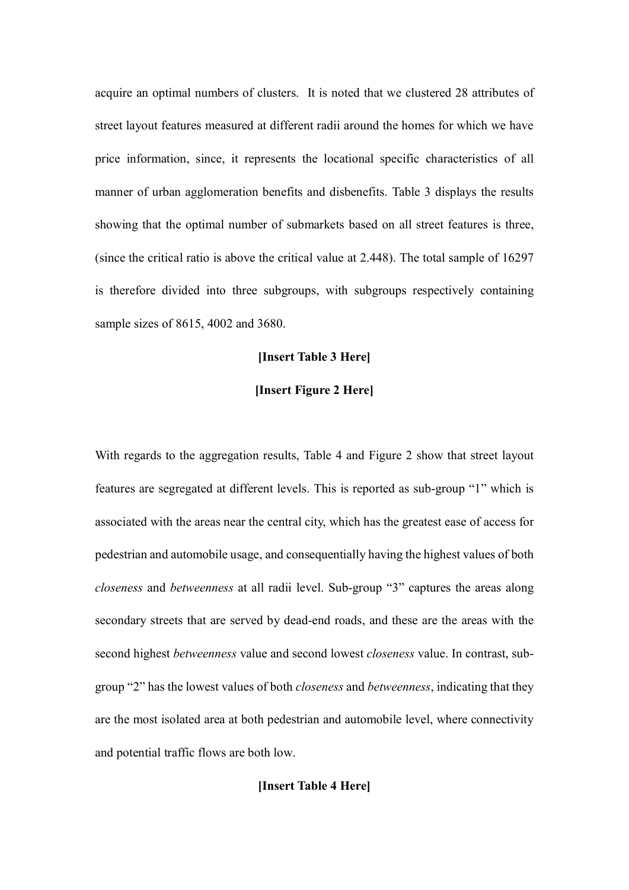acquire an optimal numbers of clusters. It is noted that we clustered 28 attributes of street layout features measured at different radii around the homes for which we have price information, since, it represents the locational specific characteristics of all manner of urban agglomeration benefits and disbenefits. Table 3 displays the results showing that the optimal number of submarkets based on all street features is three, (since the critical ratio is above the critical value at 2.448). The total sample of 16297 is therefore divided into three subgroups, with subgroups respectively containing sample sizes of 8615, 4002 and 3680.

**[Insert Table 3 Here]**

**[Insert Figure 2 Here]**

With regards to the aggregation results, Table 4 and Figure 2 show that street layout features are segregated at different levels. This is reported as sub-group "1" which is associated with the areas near the central city, which has the greatest ease of access for pedestrian and automobile usage, and consequentially having the highest values of both *closeness* and *betweenness* at all radii level. Sub-group "3" captures the areas along secondary streets that are served by dead-end roads, and these are the areas with the second highest *betweenness* value and second lowest *closeness* value. In contrast, sub-group "2" has the lowest values of both *closeness* and *betweenness*, indicating that they are the most isolated area at both pedestrian and automobile level, where connectivity and potential traffic flows are both low.

**[Insert Table 4 Here]**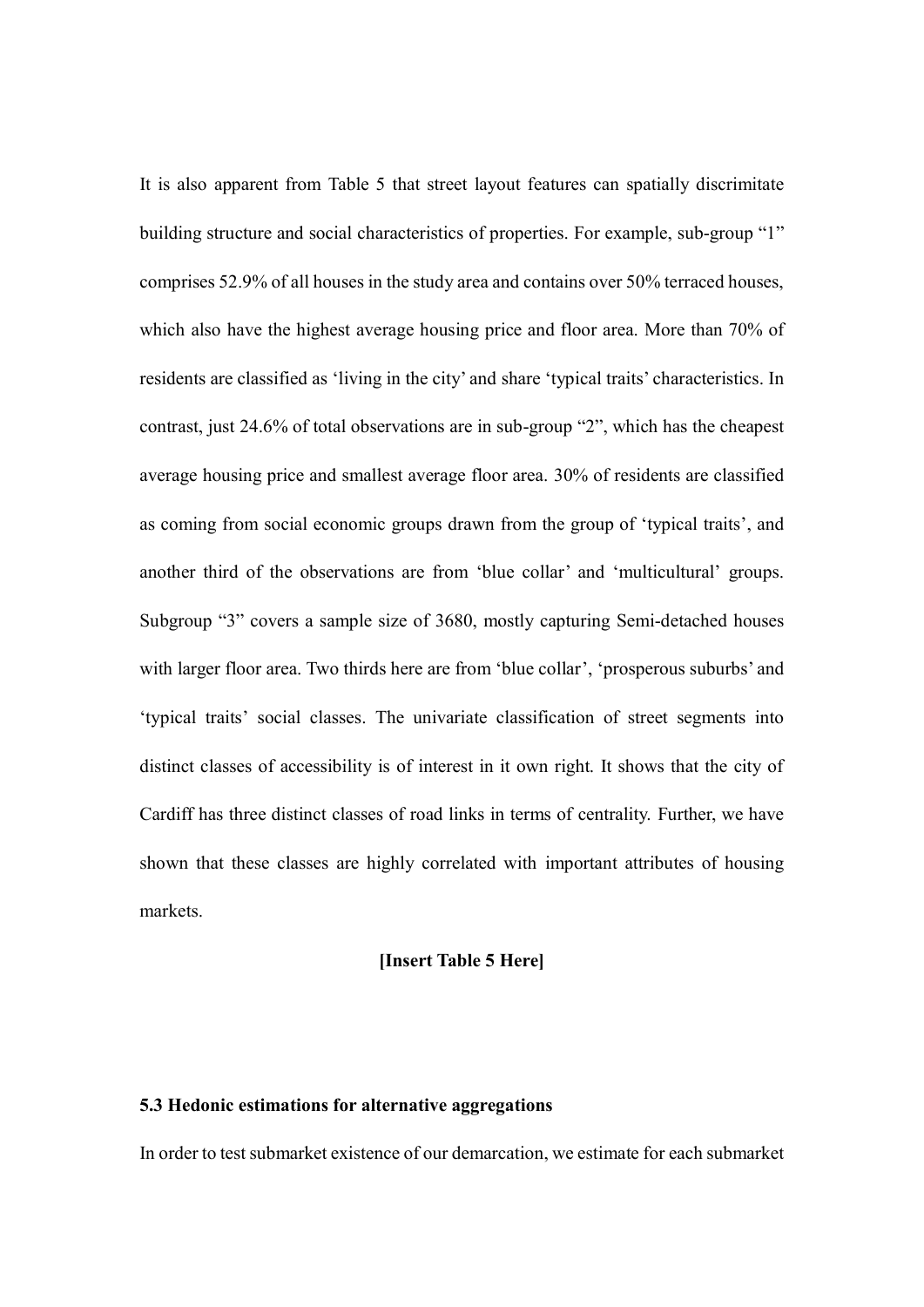It is also apparent from Table 5 that street layout features can spatially discrimitate building structure and social characteristics of properties. For example, sub-group “1” comprises 52.9% of all houses in the study area and contains over 50% terraced houses, which also have the highest average housing price and floor area. More than 70% of residents are classified as ‘living in the city’ and share ‘typical traits’ characteristics. In contrast, just 24.6% of total observations are in sub-group “2”, which has the cheapest average housing price and smallest average floor area. 30% of residents are classified as coming from social economic groups drawn from the group of ‘typical traits’, and another third of the observations are from ‘blue collar’ and ‘multicultural’ groups. Subgroup “3” covers a sample size of 3680, mostly capturing Semi-detached houses with larger floor area. Two thirds here are from ‘blue collar’, ‘prosperous suburbs’ and ‘typical traits’ social classes. The univariate classification of street segments into distinct classes of accessibility is of interest in it own right. It shows that the city of Cardiff has three distinct classes of road links in terms of centrality. Further, we have shown that these classes are highly correlated with important attributes of housing markets.

**[Insert Table 5 Here]**

### 5.3 Hedonic estimations for alternative aggregations

In order to test submarket existence of our demarcation, we estimate for each submarket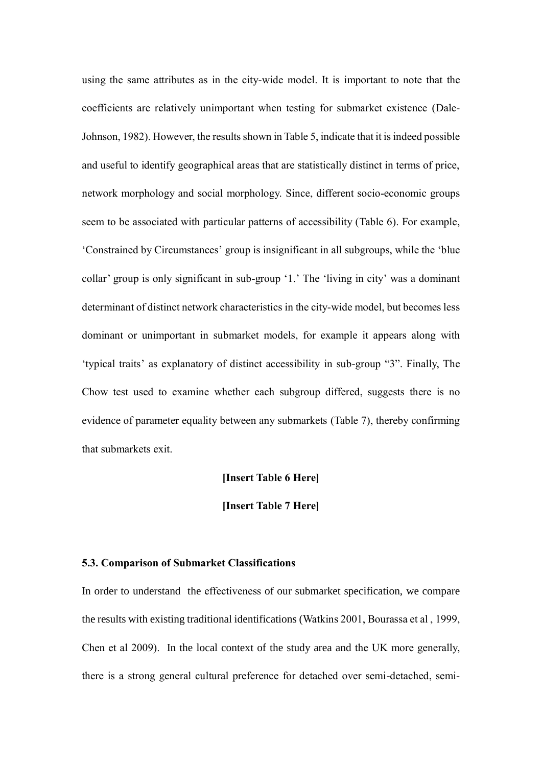using the same attributes as in the city-wide model. It is important to note that the coefficients are relatively unimportant when testing for submarket existence (Dale-Johnson, 1982). However, the results shown in Table 5, indicate that it is indeed possible and useful to identify geographical areas that are statistically distinct in terms of price, network morphology and social morphology. Since, different socio-economic groups seem to be associated with particular patterns of accessibility (Table 6). For example, 'Constrained by Circumstances' group is insignificant in all subgroups, while the 'blue collar' group is only significant in sub-group '1.' The 'living in city' was a dominant determinant of distinct network characteristics in the city-wide model, but becomes less dominant or unimportant in submarket models, for example it appears along with 'typical traits' as explanatory of distinct accessibility in sub-group "3". Finally, The Chow test used to examine whether each subgroup differed, suggests there is no evidence of parameter equality between any submarkets (Table 7), thereby confirming that submarkets exit.

**[Insert Table 6 Here]**

**[Insert Table 7 Here]**

### 5.3. Comparison of Submarket Classifications

In order to understand the effectiveness of our submarket specification, we compare the results with existing traditional identifications (Watkins 2001, Bourassa et al , 1999, Chen et al 2009). In the local context of the study area and the UK more generally, there is a strong general cultural preference for detached over semi-detached, semi-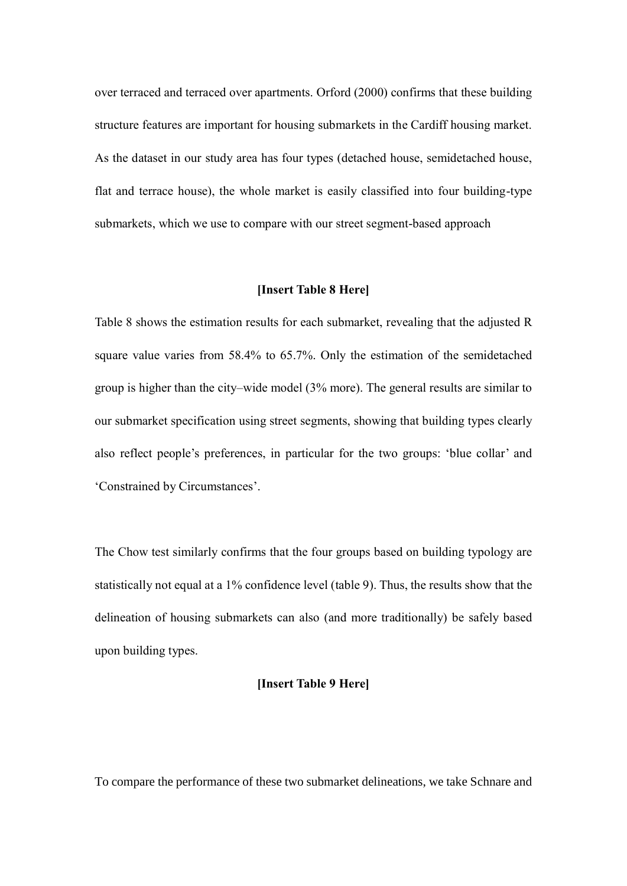over terraced and terraced over apartments. Orford (2000) confirms that these building structure features are important for housing submarkets in the Cardiff housing market. As the dataset in our study area has four types (detached house, semidetached house, flat and terrace house), the whole market is easily classified into four building-type submarkets, which we use to compare with our street segment-based approach

**[Insert Table 8 Here]**

Table 8 shows the estimation results for each submarket, revealing that the adjusted R square value varies from 58.4% to 65.7%. Only the estimation of the semidetached group is higher than the city–wide model (3% more). The general results are similar to our submarket specification using street segments, showing that building types clearly also reflect people's preferences, in particular for the two groups: 'blue collar' and 'Constrained by Circumstances'.

The Chow test similarly confirms that the four groups based on building typology are statistically not equal at a 1% confidence level (table 9). Thus, the results show that the delineation of housing submarkets can also (and more traditionally) be safely based upon building types.

**[Insert Table 9 Here]**

To compare the performance of these two submarket delineations, we take Schnare and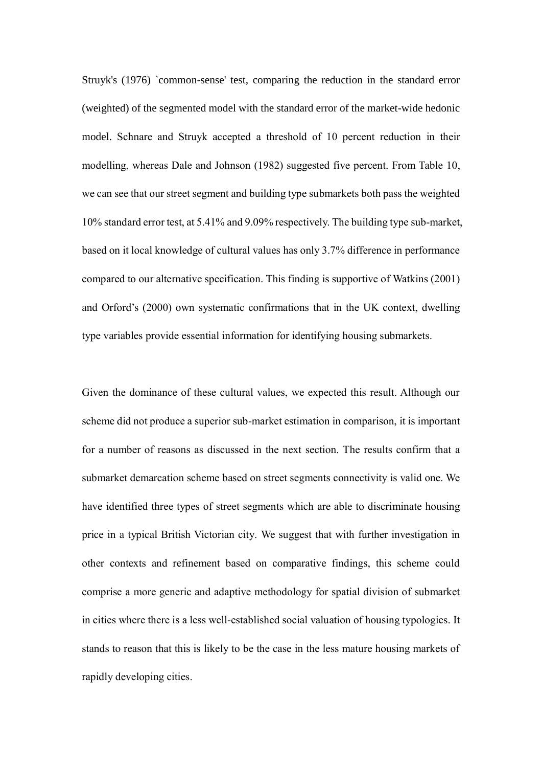Struyk's (1976) `common-sense' test, comparing the reduction in the standard error (weighted) of the segmented model with the standard error of the market-wide hedonic model. Schnare and Struyk accepted a threshold of 10 percent reduction in their modelling, whereas Dale and Johnson (1982) suggested five percent. From Table 10, we can see that our street segment and building type submarkets both pass the weighted 10% standard error test, at 5.41% and 9.09% respectively. The building type sub-market, based on it local knowledge of cultural values has only 3.7% difference in performance compared to our alternative specification. This finding is supportive of Watkins (2001) and Orford's (2000) own systematic confirmations that in the UK context, dwelling type variables provide essential information for identifying housing submarkets.

Given the dominance of these cultural values, we expected this result. Although our scheme did not produce a superior sub-market estimation in comparison, it is important for a number of reasons as discussed in the next section. The results confirm that a submarket demarcation scheme based on street segments connectivity is valid one. We have identified three types of street segments which are able to discriminate housing price in a typical British Victorian city. We suggest that with further investigation in other contexts and refinement based on comparative findings, this scheme could comprise a more generic and adaptive methodology for spatial division of submarket in cities where there is a less well-established social valuation of housing typologies. It stands to reason that this is likely to be the case in the less mature housing markets of rapidly developing cities.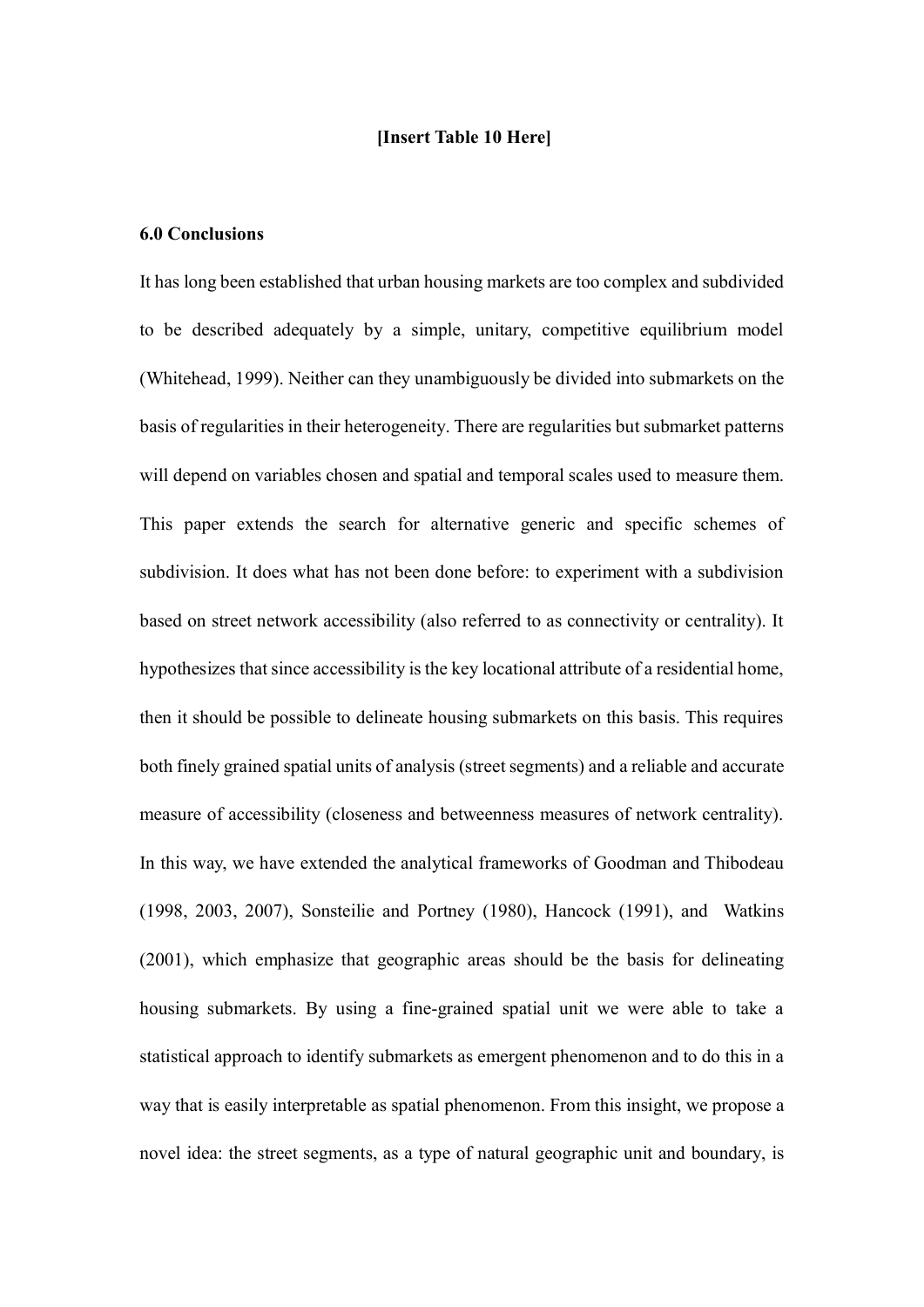**[Insert Table 10 Here]**

## 6.0 Conclusions

It has long been established that urban housing markets are too complex and subdivided to be described adequately by a simple, unitary, competitive equilibrium model (Whitehead, 1999). Neither can they unambiguously be divided into submarkets on the basis of regularities in their heterogeneity. There are regularities but submarket patterns will depend on variables chosen and spatial and temporal scales used to measure them. This paper extends the search for alternative generic and specific schemes of subdivision. It does what has not been done before: to experiment with a subdivision based on street network accessibility (also referred to as connectivity or centrality). It hypothesizes that since accessibility is the key locational attribute of a residential home, then it should be possible to delineate housing submarkets on this basis. This requires both finely grained spatial units of analysis (street segments) and a reliable and accurate measure of accessibility (closeness and betweenness measures of network centrality). In this way, we have extended the analytical frameworks of Goodman and Thibodeau (1998, 2003, 2007), Sonsteilie and Portney (1980), Hancock (1991), and Watkins (2001), which emphasize that geographic areas should be the basis for delineating housing submarkets. By using a fine-grained spatial unit we were able to take a statistical approach to identify submarkets as emergent phenomenon and to do this in a way that is easily interpretable as spatial phenomenon. From this insight, we propose a novel idea: the street segments, as a type of natural geographic unit and boundary, is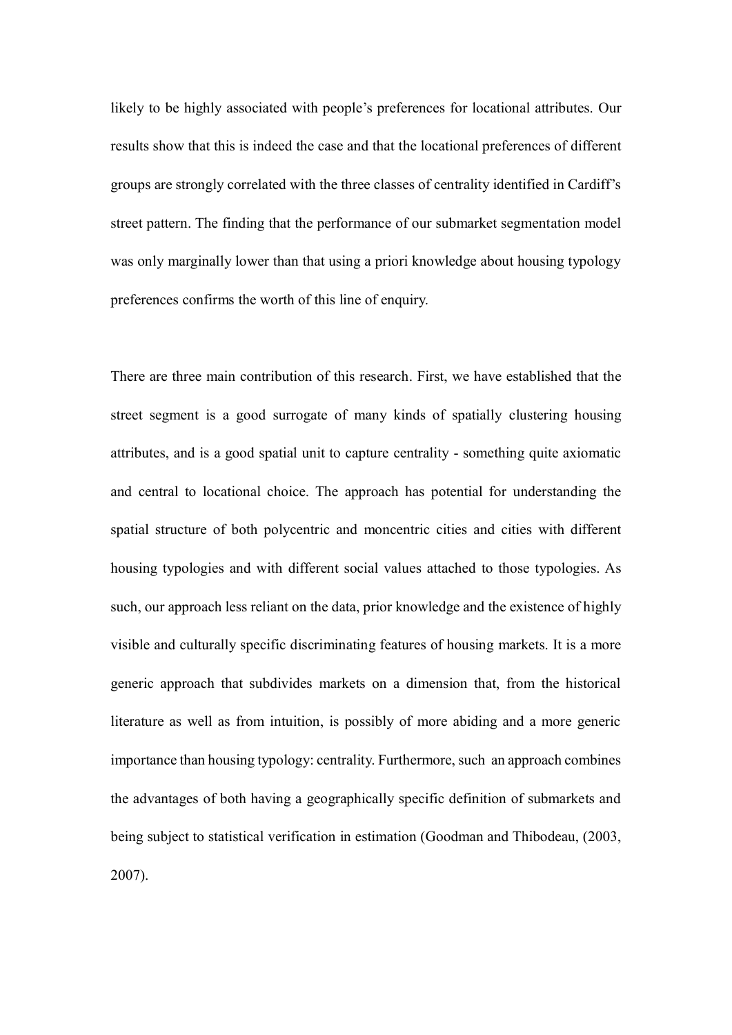likely to be highly associated with people's preferences for locational attributes. Our results show that this is indeed the case and that the locational preferences of different groups are strongly correlated with the three classes of centrality identified in Cardiff's street pattern. The finding that the performance of our submarket segmentation model was only marginally lower than that using a priori knowledge about housing typology preferences confirms the worth of this line of enquiry.

There are three main contribution of this research. First, we have established that the street segment is a good surrogate of many kinds of spatially clustering housing attributes, and is a good spatial unit to capture centrality - something quite axiomatic and central to locational choice. The approach has potential for understanding the spatial structure of both polycentric and moncentric cities and cities with different housing typologies and with different social values attached to those typologies. As such, our approach less reliant on the data, prior knowledge and the existence of highly visible and culturally specific discriminating features of housing markets. It is a more generic approach that subdivides markets on a dimension that, from the historical literature as well as from intuition, is possibly of more abiding and a more generic importance than housing typology: centrality. Furthermore, such an approach combines the advantages of both having a geographically specific definition of submarkets and being subject to statistical verification in estimation (Goodman and Thibodeau, (2003, 2007).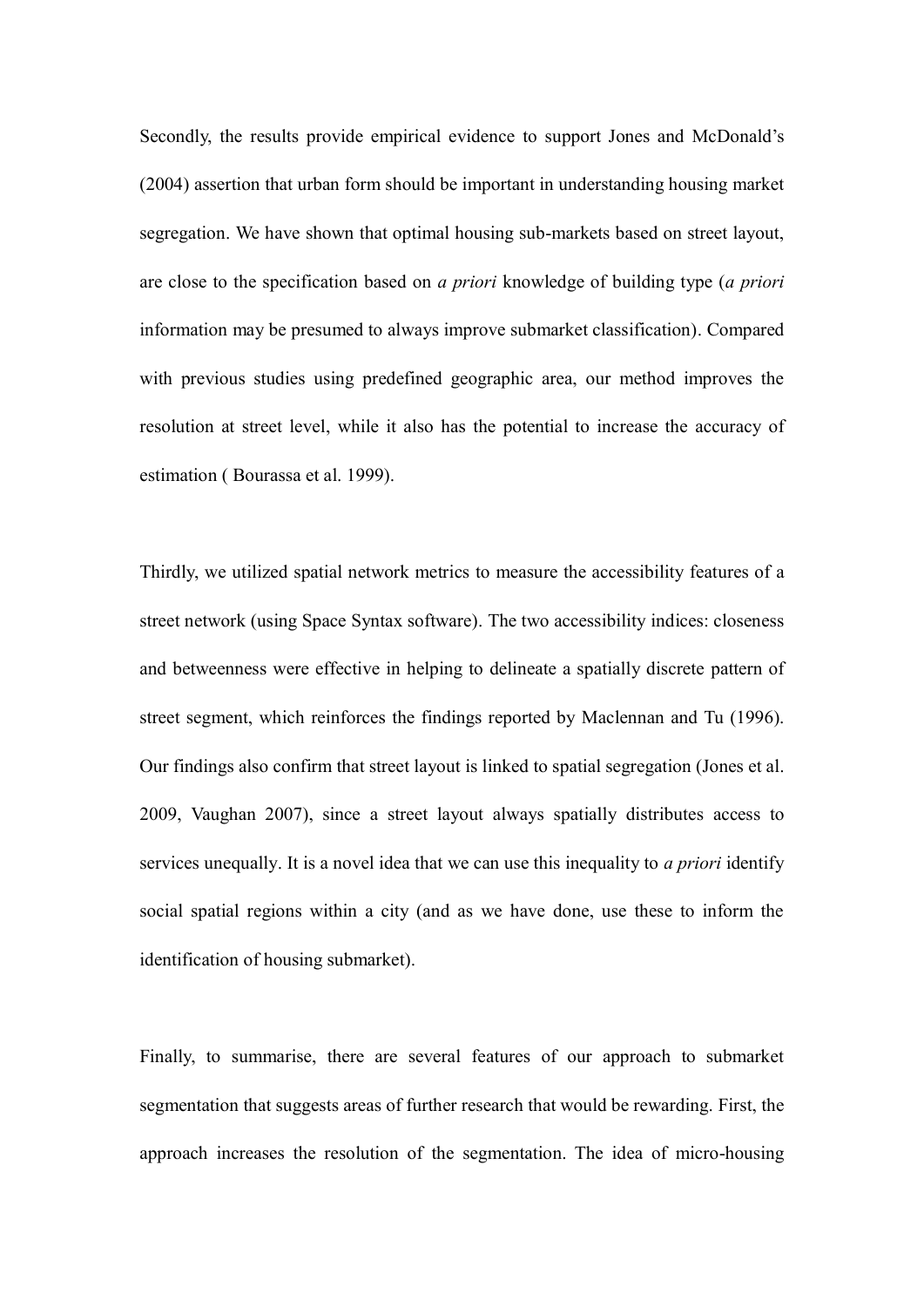Secondly, the results provide empirical evidence to support Jones and McDonald's (2004) assertion that urban form should be important in understanding housing market segregation. We have shown that optimal housing sub-markets based on street layout, are close to the specification based on *a priori* knowledge of building type (*a priori* information may be presumed to always improve submarket classification). Compared with previous studies using predefined geographic area, our method improves the resolution at street level, while it also has the potential to increase the accuracy of estimation ( Bourassa et al. 1999).

Thirdly, we utilized spatial network metrics to measure the accessibility features of a street network (using Space Syntax software). The two accessibility indices: closeness and betweenness were effective in helping to delineate a spatially discrete pattern of street segment, which reinforces the findings reported by Maclennan and Tu (1996). Our findings also confirm that street layout is linked to spatial segregation (Jones et al. 2009, Vaughan 2007), since a street layout always spatially distributes access to services unequally. It is a novel idea that we can use this inequality to *a priori* identify social spatial regions within a city (and as we have done, use these to inform the identification of housing submarket).

Finally, to summarise, there are several features of our approach to submarket segmentation that suggests areas of further research that would be rewarding. First, the approach increases the resolution of the segmentation. The idea of micro-housing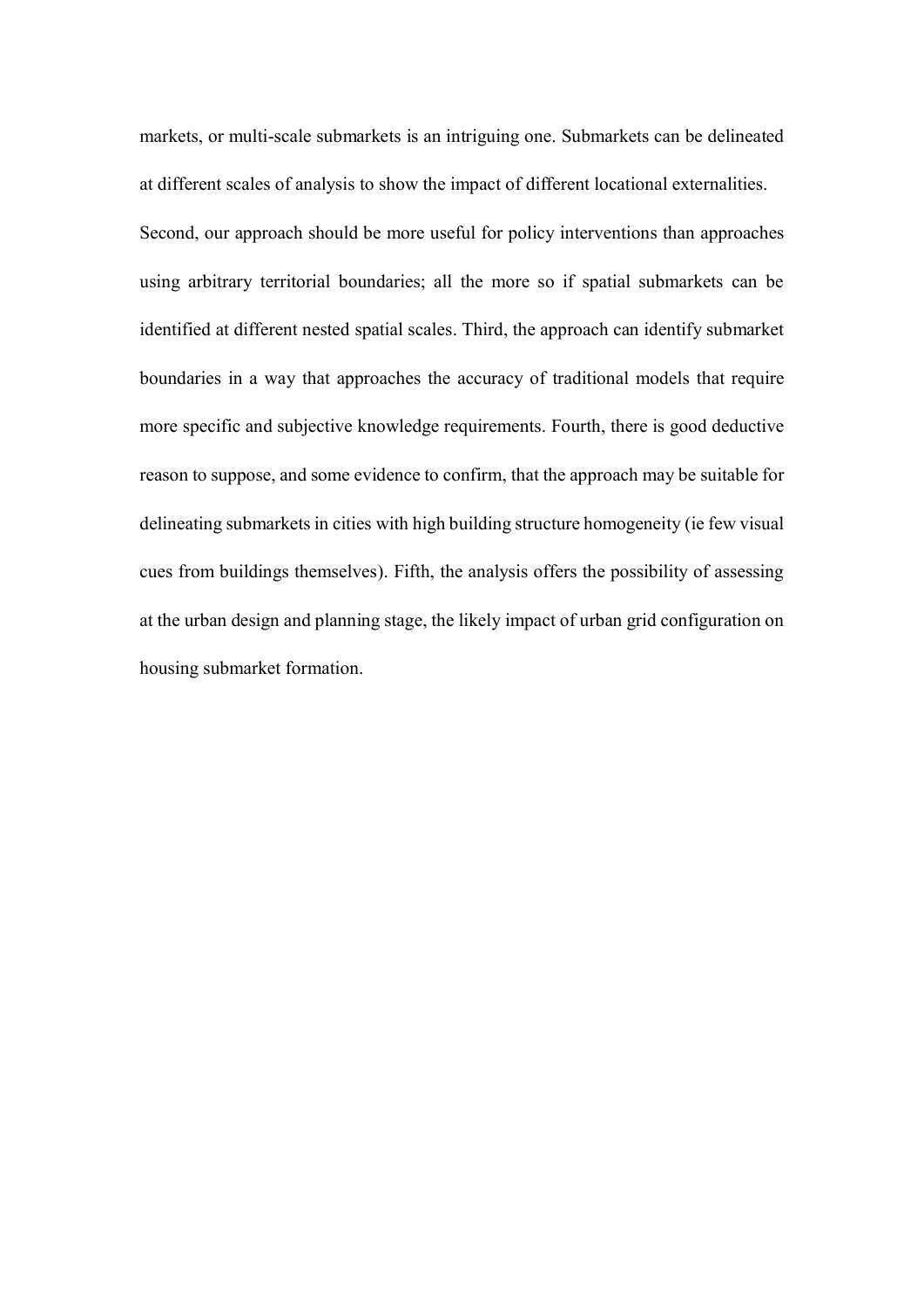markets, or multi-scale submarkets is an intriguing one. Submarkets can be delineated at different scales of analysis to show the impact of different locational externalities. Second, our approach should be more useful for policy interventions than approaches using arbitrary territorial boundaries; all the more so if spatial submarkets can be identified at different nested spatial scales. Third, the approach can identify submarket boundaries in a way that approaches the accuracy of traditional models that require more specific and subjective knowledge requirements. Fourth, there is good deductive reason to suppose, and some evidence to confirm, that the approach may be suitable for delineating submarkets in cities with high building structure homogeneity (ie few visual cues from buildings themselves). Fifth, the analysis offers the possibility of assessing at the urban design and planning stage, the likely impact of urban grid configuration on housing submarket formation.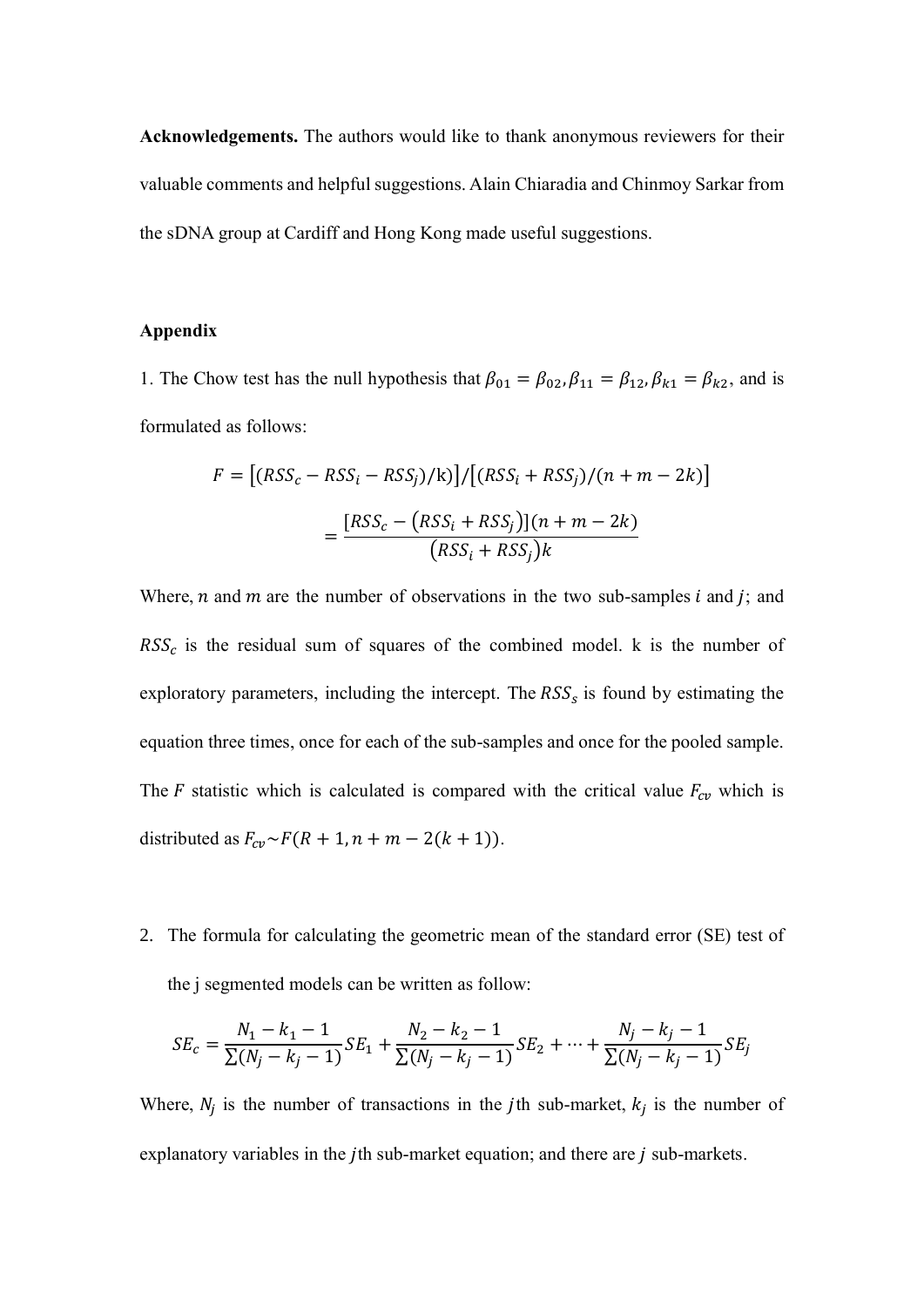**Acknowledgements.** The authors would like to thank anonymous reviewers for their valuable comments and helpful suggestions. Alain Chiaradia and Chinmoy Sarkar from the sDNA group at Cardiff and Hong Kong made useful suggestions.

**Appendix**

1. The Chow test has the null hypothesis that $\beta_{01} = \beta_{02}, \beta_{11} = \beta_{12}, \beta_{k1} = \beta_{k2}$, and is formulated as follows:

$$F = \left[(RSS_c - RSS_i - RSS_j)/\mathrm{k}\right] / \left[(RSS_i + RSS_j)/(n + m - 2k)\right]$$

$$= \frac{\left[RSS_c - \left(RSS_i + RSS_j\right)\right](n + m - 2k)}{\left(RSS_i + RSS_j\right)k}$$

Where, $n$ and $m$ are the number of observations in the two sub-samples $i$ and $j$; and $RSS_c$ is the residual sum of squares of the combined model. k is the number of exploratory parameters, including the intercept. The $RSS_s$ is found by estimating the equation three times, once for each of the sub-samples and once for the pooled sample. The $F$ statistic which is calculated is compared with the critical value $F_{cv}$ which is distributed as $F_{cv} \sim F(R + 1, n + m - 2(k + 1))$.

2. The formula for calculating the geometric mean of the standard error (SE) test of the j segmented models can be written as follow:

$$SE_c = \frac{N_1 - k_1 - 1}{\sum(N_j - k_j - 1)} SE_1 + \frac{N_2 - k_2 - 1}{\sum(N_j - k_j - 1)} SE_2 + \cdots + \frac{N_j - k_j - 1}{\sum(N_j - k_j - 1)} SE_j$$

Where, $N_j$ is the number of transactions in the $j$th sub-market, $k_j$ is the number of explanatory variables in the $j$th sub-market equation; and there are $j$ sub-markets.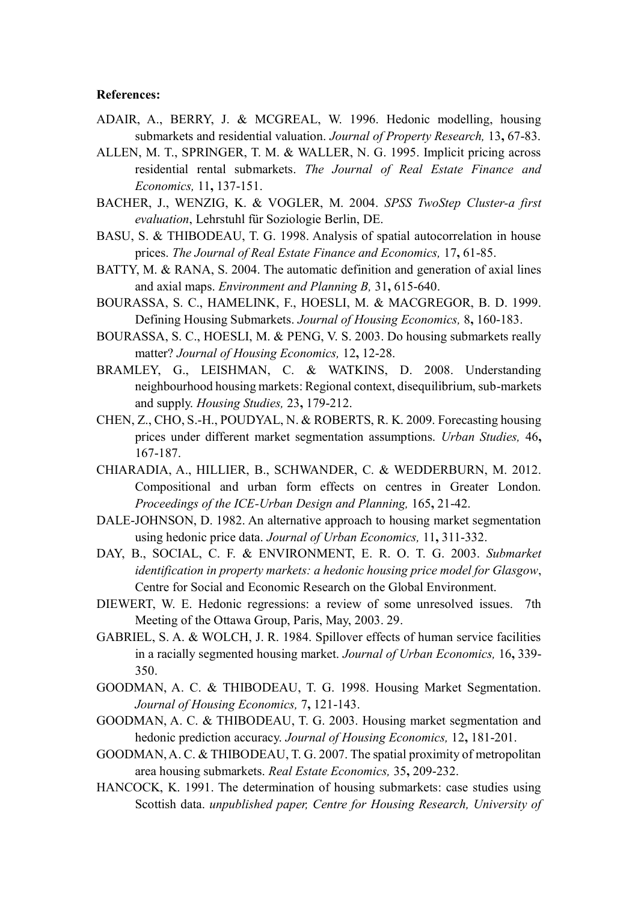**References:**

ADAIR, A., BERRY, J. & MCGREAL, W. 1996. Hedonic modelling, housing submarkets and residential valuation. *Journal of Property Research,* 13**,** 67-83.

ALLEN, M. T., SPRINGER, T. M. & WALLER, N. G. 1995. Implicit pricing across residential rental submarkets. *The Journal of Real Estate Finance and Economics,* 11**,** 137-151.

BACHER, J., WENZIG, K. & VOGLER, M. 2004. *SPSS TwoStep Cluster-a first evaluation*, Lehrstuhl für Soziologie Berlin, DE.

BASU, S. & THIBODEAU, T. G. 1998. Analysis of spatial autocorrelation in house prices. *The Journal of Real Estate Finance and Economics,* 17**,** 61-85.

BATTY, M. & RANA, S. 2004. The automatic definition and generation of axial lines and axial maps. *Environment and Planning B,* 31**,** 615-640.

BOURASSA, S. C., HAMELINK, F., HOESLI, M. & MACGREGOR, B. D. 1999. Defining Housing Submarkets. *Journal of Housing Economics,* 8**,** 160-183.

BOURASSA, S. C., HOESLI, M. & PENG, V. S. 2003. Do housing submarkets really matter? *Journal of Housing Economics,* 12**,** 12-28.

BRAMLEY, G., LEISHMAN, C. & WATKINS, D. 2008. Understanding neighbourhood housing markets: Regional context, disequilibrium, sub-markets and supply. *Housing Studies,* 23**,** 179-212.

CHEN, Z., CHO, S.-H., POUDYAL, N. & ROBERTS, R. K. 2009. Forecasting housing prices under different market segmentation assumptions. *Urban Studies,* 46**,** 167-187.

CHIARADIA, A., HILLIER, B., SCHWANDER, C. & WEDDERBURN, M. 2012. Compositional and urban form effects on centres in Greater London. *Proceedings of the ICE-Urban Design and Planning,* 165**,** 21-42.

DALE-JOHNSON, D. 1982. An alternative approach to housing market segmentation using hedonic price data. *Journal of Urban Economics,* 11**,** 311-332.

DAY, B., SOCIAL, C. F. & ENVIRONMENT, E. R. O. T. G. 2003. *Submarket identification in property markets: a hedonic housing price model for Glasgow*, Centre for Social and Economic Research on the Global Environment.

DIEWERT, W. E. Hedonic regressions: a review of some unresolved issues. 7th Meeting of the Ottawa Group, Paris, May, 2003. 29.

GABRIEL, S. A. & WOLCH, J. R. 1984. Spillover effects of human service facilities in a racially segmented housing market. *Journal of Urban Economics,* 16**,** 339-350.

GOODMAN, A. C. & THIBODEAU, T. G. 1998. Housing Market Segmentation. *Journal of Housing Economics,* 7**,** 121-143.

GOODMAN, A. C. & THIBODEAU, T. G. 2003. Housing market segmentation and hedonic prediction accuracy. *Journal of Housing Economics,* 12**,** 181-201.

GOODMAN, A. C. & THIBODEAU, T. G. 2007. The spatial proximity of metropolitan area housing submarkets. *Real Estate Economics,* 35**,** 209-232.

HANCOCK, K. 1991. The determination of housing submarkets: case studies using Scottish data. *unpublished paper, Centre for Housing Research, University of*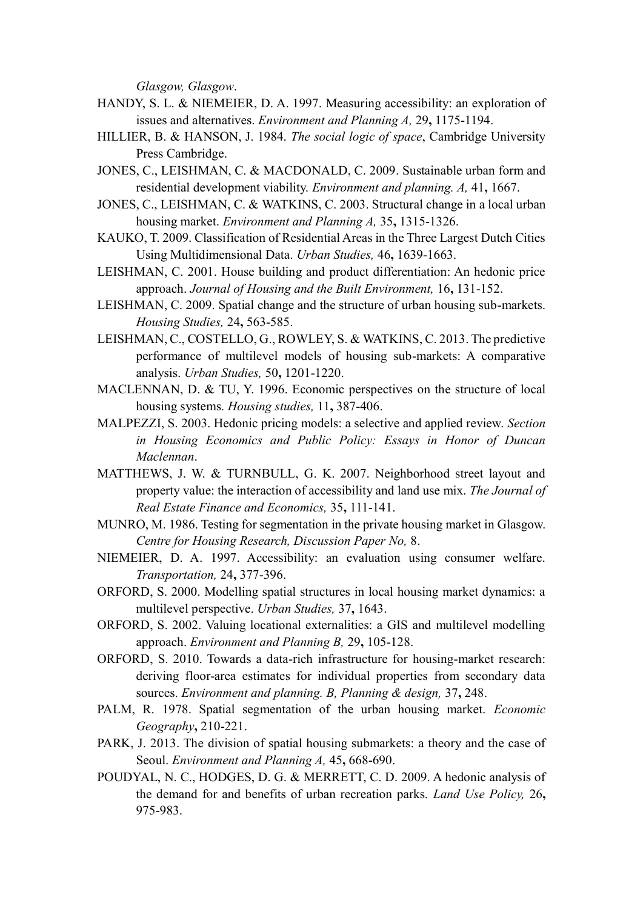*Glasgow, Glasgow*.

HANDY, S. L. & NIEMEIER, D. A. 1997. Measuring accessibility: an exploration of issues and alternatives. *Environment and Planning A,* 29**,** 1175-1194.

HILLIER, B. & HANSON, J. 1984. *The social logic of space*, Cambridge University Press Cambridge.

JONES, C., LEISHMAN, C. & MACDONALD, C. 2009. Sustainable urban form and residential development viability. *Environment and planning. A,* 41**,** 1667.

JONES, C., LEISHMAN, C. & WATKINS, C. 2003. Structural change in a local urban housing market. *Environment and Planning A,* 35**,** 1315-1326.

KAUKO, T. 2009. Classification of Residential Areas in the Three Largest Dutch Cities Using Multidimensional Data. *Urban Studies,* 46**,** 1639-1663.

LEISHMAN, C. 2001. House building and product differentiation: An hedonic price approach. *Journal of Housing and the Built Environment,* 16**,** 131-152.

LEISHMAN, C. 2009. Spatial change and the structure of urban housing sub-markets. *Housing Studies,* 24**,** 563-585.

LEISHMAN, C., COSTELLO, G., ROWLEY, S. & WATKINS, C. 2013. The predictive performance of multilevel models of housing sub-markets: A comparative analysis. *Urban Studies,* 50**,** 1201-1220.

MACLENNAN, D. & TU, Y. 1996. Economic perspectives on the structure of local housing systems. *Housing studies,* 11**,** 387-406.

MALPEZZI, S. 2003. Hedonic pricing models: a selective and applied review. *Section in Housing Economics and Public Policy: Essays in Honor of Duncan Maclennan*.

MATTHEWS, J. W. & TURNBULL, G. K. 2007. Neighborhood street layout and property value: the interaction of accessibility and land use mix. *The Journal of Real Estate Finance and Economics,* 35**,** 111-141.

MUNRO, M. 1986. Testing for segmentation in the private housing market in Glasgow. *Centre for Housing Research, Discussion Paper No,* 8.

NIEMEIER, D. A. 1997. Accessibility: an evaluation using consumer welfare. *Transportation,* 24**,** 377-396.

ORFORD, S. 2000. Modelling spatial structures in local housing market dynamics: a multilevel perspective. *Urban Studies,* 37**,** 1643.

ORFORD, S. 2002. Valuing locational externalities: a GIS and multilevel modelling approach. *Environment and Planning B,* 29**,** 105-128.

ORFORD, S. 2010. Towards a data-rich infrastructure for housing-market research: deriving floor-area estimates for individual properties from secondary data sources. *Environment and planning. B, Planning & design,* 37**,** 248.

PALM, R. 1978. Spatial segmentation of the urban housing market. *Economic Geography***,** 210-221.

PARK, J. 2013. The division of spatial housing submarkets: a theory and the case of Seoul. *Environment and Planning A,* 45**,** 668-690.

POUDYAL, N. C., HODGES, D. G. & MERRETT, C. D. 2009. A hedonic analysis of the demand for and benefits of urban recreation parks. *Land Use Policy,* 26**,** 975-983.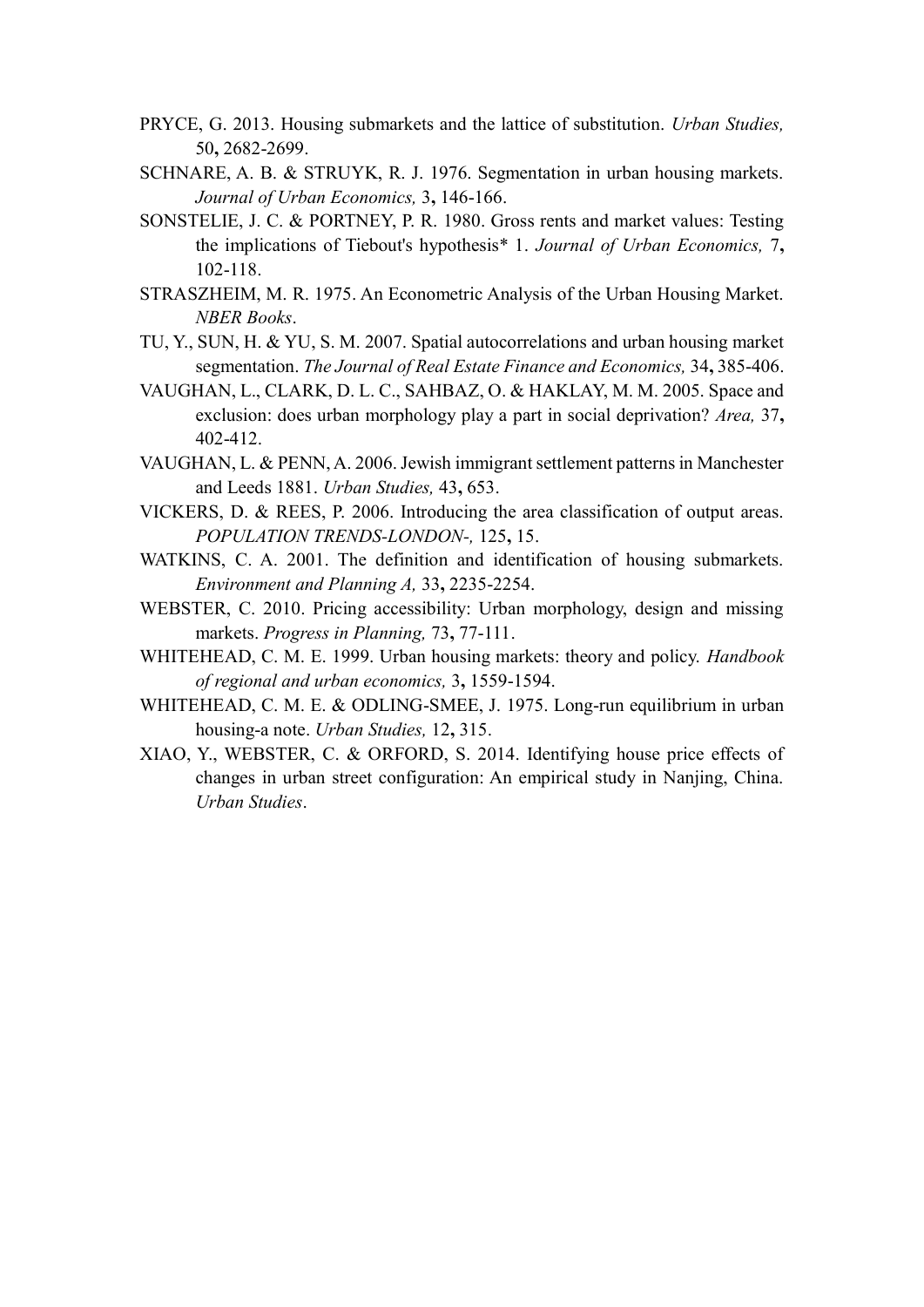PRYCE, G. 2013. Housing submarkets and the lattice of substitution. *Urban Studies,* 50**,** 2682-2699.

SCHNARE, A. B. & STRUYK, R. J. 1976. Segmentation in urban housing markets. *Journal of Urban Economics,* 3**,** 146-166.

SONSTELIE, J. C. & PORTNEY, P. R. 1980. Gross rents and market values: Testing the implications of Tiebout's hypothesis* 1. *Journal of Urban Economics,* 7**,** 102-118.

STRASZHEIM, M. R. 1975. An Econometric Analysis of the Urban Housing Market. *NBER Books*.

TU, Y., SUN, H. & YU, S. M. 2007. Spatial autocorrelations and urban housing market segmentation. *The Journal of Real Estate Finance and Economics,* 34**,** 385-406.

VAUGHAN, L., CLARK, D. L. C., SAHBAZ, O. & HAKLAY, M. M. 2005. Space and exclusion: does urban morphology play a part in social deprivation? *Area,* 37**,** 402-412.

VAUGHAN, L. & PENN, A. 2006. Jewish immigrant settlement patterns in Manchester and Leeds 1881. *Urban Studies,* 43**,** 653.

VICKERS, D. & REES, P. 2006. Introducing the area classification of output areas. *POPULATION TRENDS-LONDON-,* 125**,** 15.

WATKINS, C. A. 2001. The definition and identification of housing submarkets. *Environment and Planning A,* 33**,** 2235-2254.

WEBSTER, C. 2010. Pricing accessibility: Urban morphology, design and missing markets. *Progress in Planning,* 73**,** 77-111.

WHITEHEAD, C. M. E. 1999. Urban housing markets: theory and policy. *Handbook of regional and urban economics,* 3**,** 1559-1594.

WHITEHEAD, C. M. E. & ODLING-SMEE, J. 1975. Long-run equilibrium in urban housing-a note. *Urban Studies,* 12**,** 315.

XIAO, Y., WEBSTER, C. & ORFORD, S. 2014. Identifying house price effects of changes in urban street configuration: An empirical study in Nanjing, China. *Urban Studies*.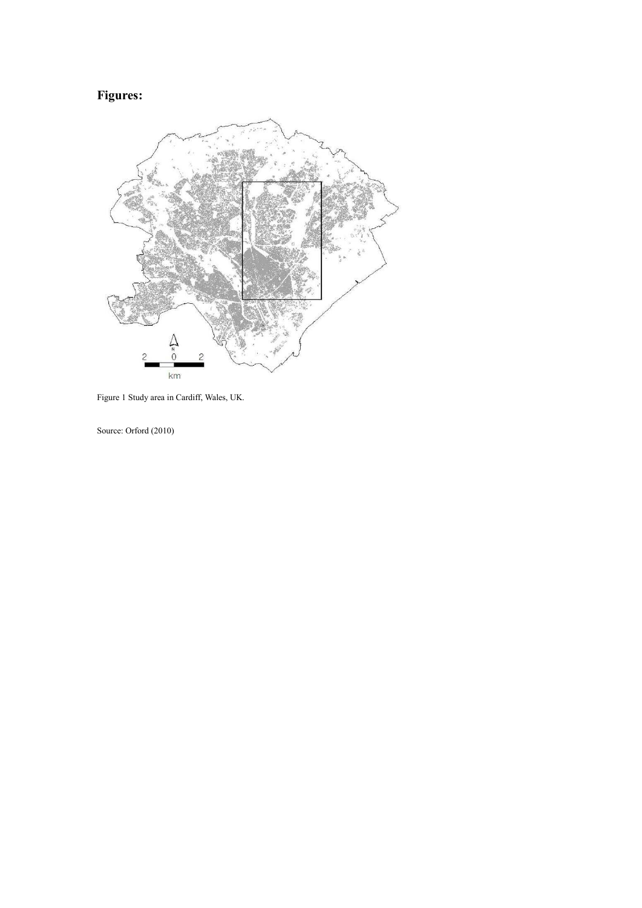**Figures:**

Figure 1 Study area in Cardiff, Wales, UK.

Source: Orford (2010)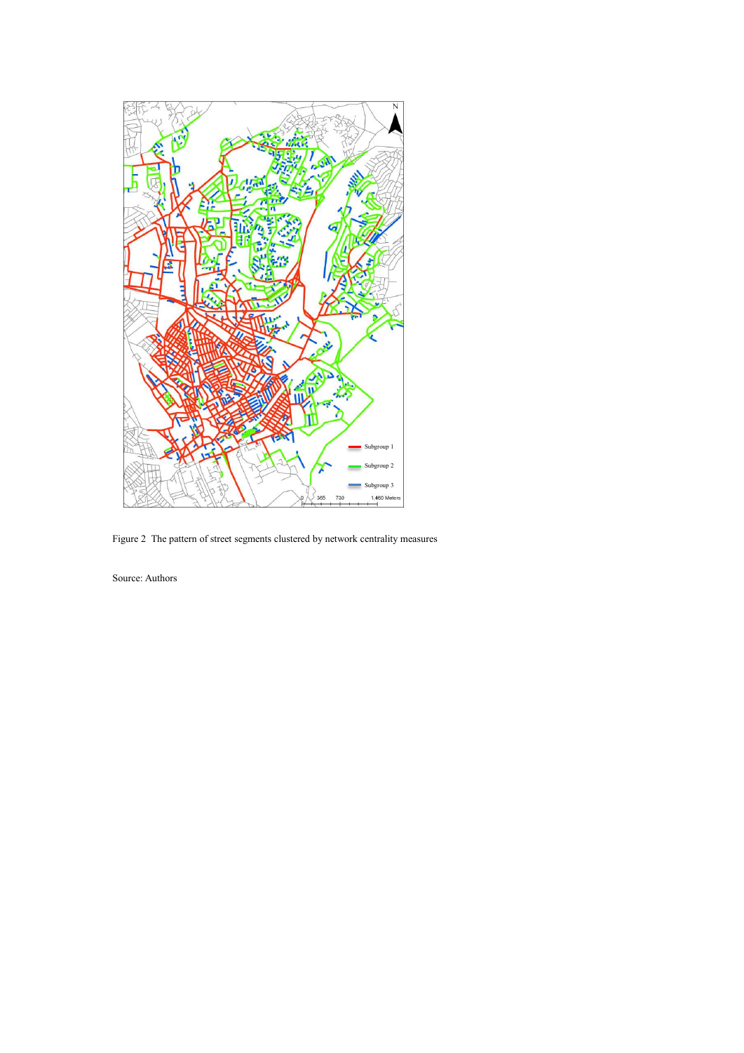Figure 2 The pattern of street segments clustered by network centrality measures

Source: Authors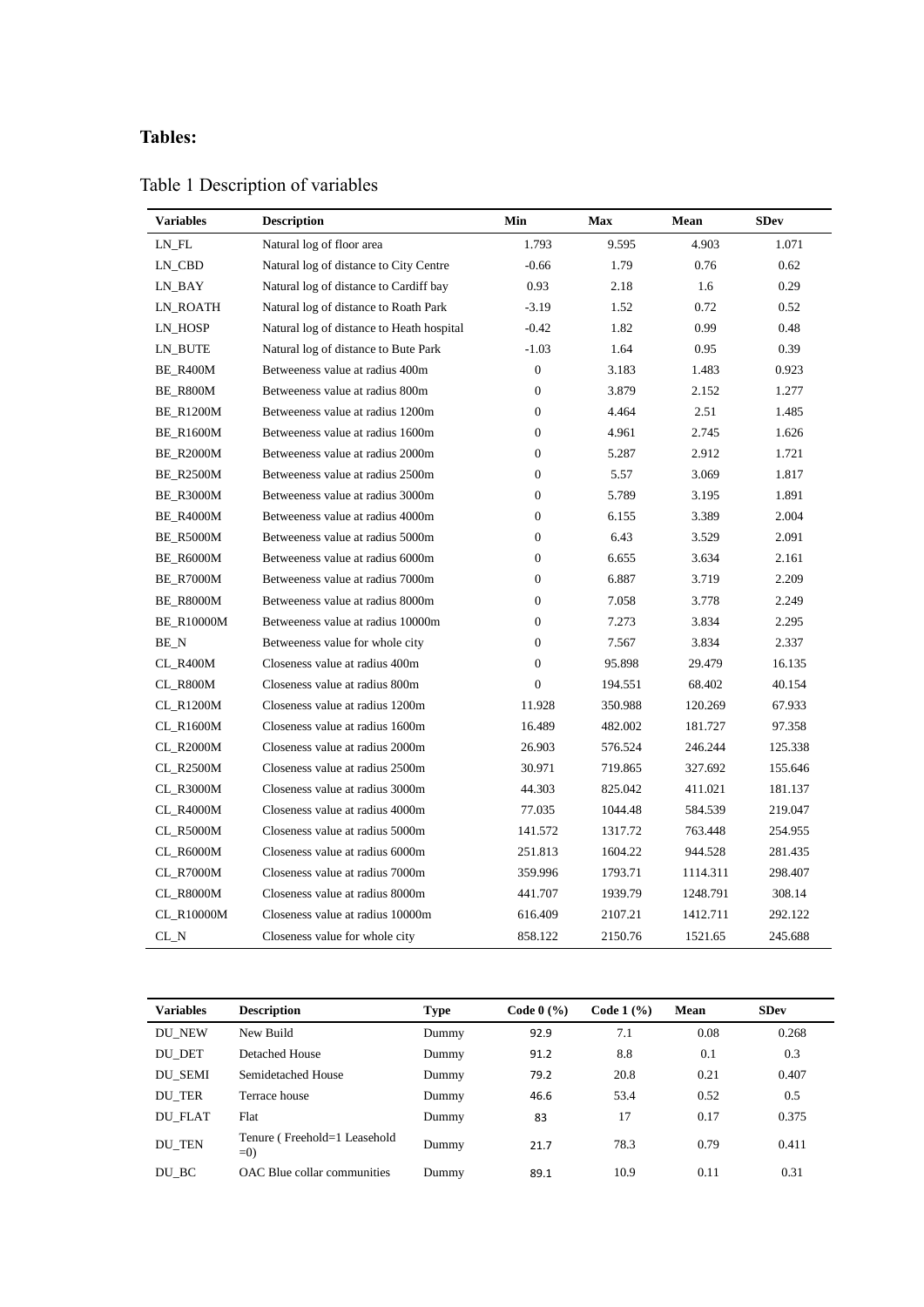**Tables:**

Table 1 Description of variables

| Variables | Description | Min | Max | Mean | SDev |
|---|---|---|---|---|---|
| LN_FL | Natural log of floor area | 1.793 | 9.595 | 4.903 | 1.071 |
| LN_CBD | Natural log of distance to City Centre | -0.66 | 1.79 | 0.76 | 0.62 |
| LN_BAY | Natural log of distance to Cardiff bay | 0.93 | 2.18 | 1.6 | 0.29 |
| LN_ROATH | Natural log of distance to Roath Park | -3.19 | 1.52 | 0.72 | 0.52 |
| LN_HOSP | Natural log of distance to Heath hospital | -0.42 | 1.82 | 0.99 | 0.48 |
| LN_BUTE | Natural log of distance to Bute Park | -1.03 | 1.64 | 0.95 | 0.39 |
| BE_R400M | Betweeness value at radius 400m | 0 | 3.183 | 1.483 | 0.923 |
| BE_R800M | Betweeness value at radius 800m | 0 | 3.879 | 2.152 | 1.277 |
| BE_R1200M | Betweeness value at radius 1200m | 0 | 4.464 | 2.51 | 1.485 |
| BE_R1600M | Betweeness value at radius 1600m | 0 | 4.961 | 2.745 | 1.626 |
| BE_R2000M | Betweeness value at radius 2000m | 0 | 5.287 | 2.912 | 1.721 |
| BE_R2500M | Betweeness value at radius 2500m | 0 | 5.57 | 3.069 | 1.817 |
| BE_R3000M | Betweeness value at radius 3000m | 0 | 5.789 | 3.195 | 1.891 |
| BE_R4000M | Betweeness value at radius 4000m | 0 | 6.155 | 3.389 | 2.004 |
| BE_R5000M | Betweeness value at radius 5000m | 0 | 6.43 | 3.529 | 2.091 |
| BE_R6000M | Betweeness value at radius 6000m | 0 | 6.655 | 3.634 | 2.161 |
| BE_R7000M | Betweeness value at radius 7000m | 0 | 6.887 | 3.719 | 2.209 |
| BE_R8000M | Betweeness value at radius 8000m | 0 | 7.058 | 3.778 | 2.249 |
| BE_R10000M | Betweeness value at radius 10000m | 0 | 7.273 | 3.834 | 2.295 |
| BE_N | Betweeness value for whole city | 0 | 7.567 | 3.834 | 2.337 |
| CL_R400M | Closeness value at radius 400m | 0 | 95.898 | 29.479 | 16.135 |
| CL_R800M | Closeness value at radius 800m | 0 | 194.551 | 68.402 | 40.154 |
| CL_R1200M | Closeness value at radius 1200m | 11.928 | 350.988 | 120.269 | 67.933 |
| CL_R1600M | Closeness value at radius 1600m | 16.489 | 482.002 | 181.727 | 97.358 |
| CL_R2000M | Closeness value at radius 2000m | 26.903 | 576.524 | 246.244 | 125.338 |
| CL_R2500M | Closeness value at radius 2500m | 30.971 | 719.865 | 327.692 | 155.646 |
| CL_R3000M | Closeness value at radius 3000m | 44.303 | 825.042 | 411.021 | 181.137 |
| CL_R4000M | Closeness value at radius 4000m | 77.035 | 1044.48 | 584.539 | 219.047 |
| CL_R5000M | Closeness value at radius 5000m | 141.572 | 1317.72 | 763.448 | 254.955 |
| CL_R6000M | Closeness value at radius 6000m | 251.813 | 1604.22 | 944.528 | 281.435 |
| CL_R7000M | Closeness value at radius 7000m | 359.996 | 1793.71 | 1114.311 | 298.407 |
| CL_R8000M | Closeness value at radius 8000m | 441.707 | 1939.79 | 1248.791 | 308.14 |
| CL_R10000M | Closeness value at radius 10000m | 616.409 | 2107.21 | 1412.711 | 292.122 |
| CL_N | Closeness value for whole city | 858.122 | 2150.76 | 1521.65 | 245.688 |

| Variables | Description | Type | Code 0 (%) | Code 1 (%) | Mean | SDev |
|---|---|---|---|---|---|---|
| DU_NEW | New Build | Dummy | 92.9 | 7.1 | 0.08 | 0.268 |
| DU_DET | Detached House | Dummy | 91.2 | 8.8 | 0.1 | 0.3 |
| DU_SEMI | Semidetached House | Dummy | 79.2 | 20.8 | 0.21 | 0.407 |
| DU_TER | Terrace house | Dummy | 46.6 | 53.4 | 0.52 | 0.5 |
| DU_FLAT | Flat | Dummy | 83 | 17 | 0.17 | 0.375 |
| DU_TEN | Tenure ( Freehold=1 Leasehold =0) | Dummy | 21.7 | 78.3 | 0.79 | 0.411 |
| DU_BC | OAC Blue collar communities | Dummy | 89.1 | 10.9 | 0.11 | 0.31 |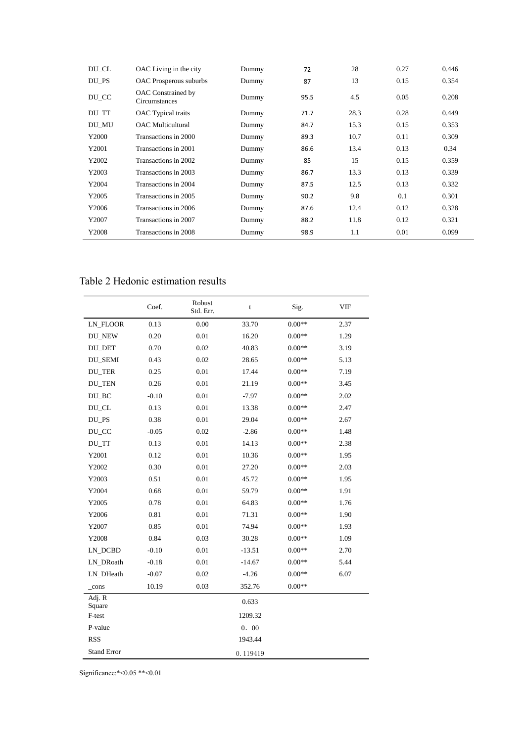| DU_CL | OAC Living in the city | Dummy | 72 | 28 | 0.27 | 0.446 |
|---|---|---|---|---|---|---|
| DU_PS | OAC Prosperous suburbs | Dummy | 87 | 13 | 0.15 | 0.354 |
| DU_CC | OAC Constrained by Circumstances | Dummy | 95.5 | 4.5 | 0.05 | 0.208 |
| DU_TT | OAC Typical traits | Dummy | 71.7 | 28.3 | 0.28 | 0.449 |
| DU_MU | OAC Multicultural | Dummy | 84.7 | 15.3 | 0.15 | 0.353 |
| Y2000 | Transactions in 2000 | Dummy | 89.3 | 10.7 | 0.11 | 0.309 |
| Y2001 | Transactions in 2001 | Dummy | 86.6 | 13.4 | 0.13 | 0.34 |
| Y2002 | Transactions in 2002 | Dummy | 85 | 15 | 0.15 | 0.359 |
| Y2003 | Transactions in 2003 | Dummy | 86.7 | 13.3 | 0.13 | 0.339 |
| Y2004 | Transactions in 2004 | Dummy | 87.5 | 12.5 | 0.13 | 0.332 |
| Y2005 | Transactions in 2005 | Dummy | 90.2 | 9.8 | 0.1 | 0.301 |
| Y2006 | Transactions in 2006 | Dummy | 87.6 | 12.4 | 0.12 | 0.328 |
| Y2007 | Transactions in 2007 | Dummy | 88.2 | 11.8 | 0.12 | 0.321 |
| Y2008 | Transactions in 2008 | Dummy | 98.9 | 1.1 | 0.01 | 0.099 |

Table 2 Hedonic estimation results

| | Coef. | Robust Std. Err. | t | Sig. | VIF |
|---|---|---|---|---|---|
| LN_FLOOR | 0.13 | 0.00 | 33.70 | 0.00** | 2.37 |
| DU_NEW | 0.20 | 0.01 | 16.20 | 0.00** | 1.29 |
| DU_DET | 0.70 | 0.02 | 40.83 | 0.00** | 3.19 |
| DU_SEMI | 0.43 | 0.02 | 28.65 | 0.00** | 5.13 |
| DU_TER | 0.25 | 0.01 | 17.44 | 0.00** | 7.19 |
| DU_TEN | 0.26 | 0.01 | 21.19 | 0.00** | 3.45 |
| DU_BC | -0.10 | 0.01 | -7.97 | 0.00** | 2.02 |
| DU_CL | 0.13 | 0.01 | 13.38 | 0.00** | 2.47 |
| DU_PS | 0.38 | 0.01 | 29.04 | 0.00** | 2.67 |
| DU_CC | -0.05 | 0.02 | -2.86 | 0.00** | 1.48 |
| DU_TT | 0.13 | 0.01 | 14.13 | 0.00** | 2.38 |
| Y2001 | 0.12 | 0.01 | 10.36 | 0.00** | 1.95 |
| Y2002 | 0.30 | 0.01 | 27.20 | 0.00** | 2.03 |
| Y2003 | 0.51 | 0.01 | 45.72 | 0.00** | 1.95 |
| Y2004 | 0.68 | 0.01 | 59.79 | 0.00** | 1.91 |
| Y2005 | 0.78 | 0.01 | 64.83 | 0.00** | 1.76 |
| Y2006 | 0.81 | 0.01 | 71.31 | 0.00** | 1.90 |
| Y2007 | 0.85 | 0.01 | 74.94 | 0.00** | 1.93 |
| Y2008 | 0.84 | 0.03 | 30.28 | 0.00** | 1.09 |
| LN_DCBD | -0.10 | 0.01 | -13.51 | 0.00** | 2.70 |
| LN_DRoath | -0.18 | 0.01 | -14.67 | 0.00** | 5.44 |
| LN_DHeath | -0.07 | 0.02 | -4.26 | 0.00** | 6.07 |
| _cons | 10.19 | 0.03 | 352.76 | 0.00** | |
| Adj. R Square | | | 0.633 | | |
| F-test | | | 1209.32 | | |
| P-value | | | 0．00 | | |
| RSS | | | 1943.44 | | |
| Stand Error | | | 0.119419 | | |

Significance:*<0.05 **<0.01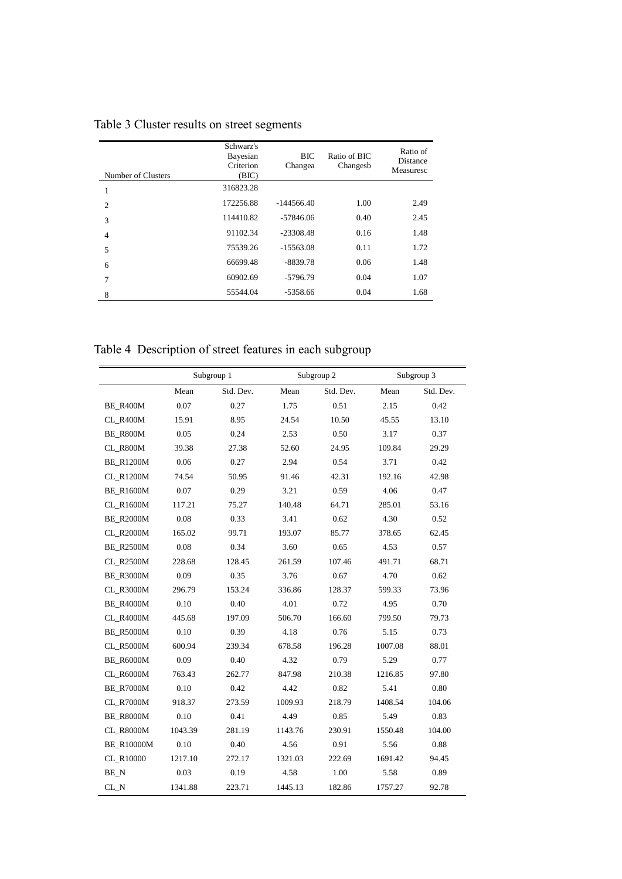Table 3 Cluster results on street segments

| Number of Clusters | Schwarz's Bayesian Criterion (BIC) | BIC Changea | Ratio of BIC Changesb | Ratio of Distance Measuresc |
|---|---|---|---|---|
| 1 | 316823.28 | | | |
| 2 | 172256.88 | -144566.40 | 1.00 | 2.49 |
| 3 | 114410.82 | -57846.06 | 0.40 | 2.45 |
| 4 | 91102.34 | -23308.48 | 0.16 | 1.48 |
| 5 | 75539.26 | -15563.08 | 0.11 | 1.72 |
| 6 | 66699.48 | -8839.78 | 0.06 | 1.48 |
| 7 | 60902.69 | -5796.79 | 0.04 | 1.07 |
| 8 | 55544.04 | -5358.66 | 0.04 | 1.68 |

Table 4 Description of street features in each subgroup

| | Subgroup 1 | | Subgroup 2 | | Subgroup 3 | |
|---|---|---|---|---|---|---|
| | Mean | Std. Dev. | Mean | Std. Dev. | Mean | Std. Dev. |
| BE_R400M | 0.07 | 0.27 | 1.75 | 0.51 | 2.15 | 0.42 |
| CL_R400M | 15.91 | 8.95 | 24.54 | 10.50 | 45.55 | 13.10 |
| BE_R800M | 0.05 | 0.24 | 2.53 | 0.50 | 3.17 | 0.37 |
| CL_R800M | 39.38 | 27.38 | 52.60 | 24.95 | 109.84 | 29.29 |
| BE_R1200M | 0.06 | 0.27 | 2.94 | 0.54 | 3.71 | 0.42 |
| CL_R1200M | 74.54 | 50.95 | 91.46 | 42.31 | 192.16 | 42.98 |
| BE_R1600M | 0.07 | 0.29 | 3.21 | 0.59 | 4.06 | 0.47 |
| CL_R1600M | 117.21 | 75.27 | 140.48 | 64.71 | 285.01 | 53.16 |
| BE_R2000M | 0.08 | 0.33 | 3.41 | 0.62 | 4.30 | 0.52 |
| CL_R2000M | 165.02 | 99.71 | 193.07 | 85.77 | 378.65 | 62.45 |
| BE_R2500M | 0.08 | 0.34 | 3.60 | 0.65 | 4.53 | 0.57 |
| CL_R2500M | 228.68 | 128.45 | 261.59 | 107.46 | 491.71 | 68.71 |
| BE_R3000M | 0.09 | 0.35 | 3.76 | 0.67 | 4.70 | 0.62 |
| CL_R3000M | 296.79 | 153.24 | 336.86 | 128.37 | 599.33 | 73.96 |
| BE_R4000M | 0.10 | 0.40 | 4.01 | 0.72 | 4.95 | 0.70 |
| CL_R4000M | 445.68 | 197.09 | 506.70 | 166.60 | 799.50 | 79.73 |
| BE_R5000M | 0.10 | 0.39 | 4.18 | 0.76 | 5.15 | 0.73 |
| CL_R5000M | 600.94 | 239.34 | 678.58 | 196.28 | 1007.08 | 88.01 |
| BE_R6000M | 0.09 | 0.40 | 4.32 | 0.79 | 5.29 | 0.77 |
| CL_R6000M | 763.43 | 262.77 | 847.98 | 210.38 | 1216.85 | 97.80 |
| BE_R7000M | 0.10 | 0.42 | 4.42 | 0.82 | 5.41 | 0.80 |
| CL_R7000M | 918.37 | 273.59 | 1009.93 | 218.79 | 1408.54 | 104.06 |
| BE_R8000M | 0.10 | 0.41 | 4.49 | 0.85 | 5.49 | 0.83 |
| CL_R8000M | 1043.39 | 281.19 | 1143.76 | 230.91 | 1550.48 | 104.00 |
| BE_R10000M | 0.10 | 0.40 | 4.56 | 0.91 | 5.56 | 0.88 |
| CL_R10000 | 1217.10 | 272.17 | 1321.03 | 222.69 | 1691.42 | 94.45 |
| BE_N | 0.03 | 0.19 | 4.58 | 1.00 | 5.58 | 0.89 |
| CL_N | 1341.88 | 223.71 | 1445.13 | 182.86 | 1757.27 | 92.78 |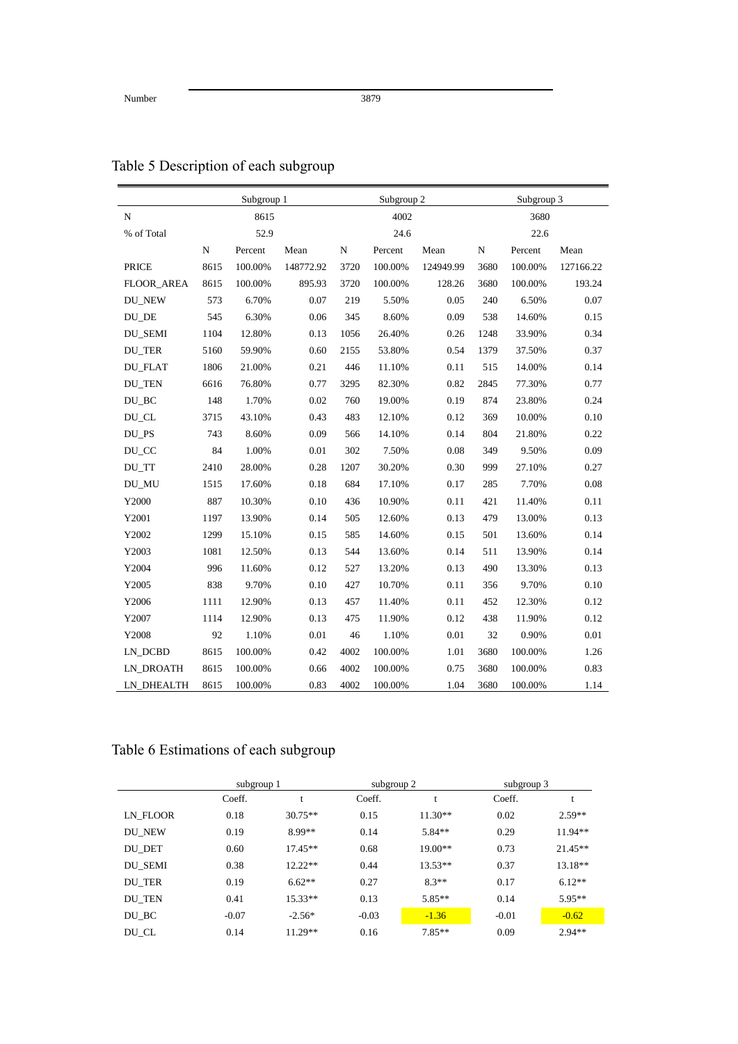| Number | 3879 |
|---|---|

## Table 5 Description of each subgroup

| | Subgroup 1 | | | Subgroup 2 | | | Subgroup 3 | | |
|---|---|---|---|---|---|---|---|---|---|
| N | 8615 | | | 4002 | | | 3680 | | |
| % of Total | 52.9 | | | 24.6 | | | 22.6 | | |
| | N | Percent | Mean | N | Percent | Mean | N | Percent | Mean |
| PRICE | 8615 | 100.00% | 148772.92 | 3720 | 100.00% | 124949.99 | 3680 | 100.00% | 127166.22 |
| FLOOR_AREA | 8615 | 100.00% | 895.93 | 3720 | 100.00% | 128.26 | 3680 | 100.00% | 193.24 |
| DU_NEW | 573 | 6.70% | 0.07 | 219 | 5.50% | 0.05 | 240 | 6.50% | 0.07 |
| DU_DE | 545 | 6.30% | 0.06 | 345 | 8.60% | 0.09 | 538 | 14.60% | 0.15 |
| DU_SEMI | 1104 | 12.80% | 0.13 | 1056 | 26.40% | 0.26 | 1248 | 33.90% | 0.34 |
| DU_TER | 5160 | 59.90% | 0.60 | 2155 | 53.80% | 0.54 | 1379 | 37.50% | 0.37 |
| DU_FLAT | 1806 | 21.00% | 0.21 | 446 | 11.10% | 0.11 | 515 | 14.00% | 0.14 |
| DU_TEN | 6616 | 76.80% | 0.77 | 3295 | 82.30% | 0.82 | 2845 | 77.30% | 0.77 |
| DU_BC | 148 | 1.70% | 0.02 | 760 | 19.00% | 0.19 | 874 | 23.80% | 0.24 |
| DU_CL | 3715 | 43.10% | 0.43 | 483 | 12.10% | 0.12 | 369 | 10.00% | 0.10 |
| DU_PS | 743 | 8.60% | 0.09 | 566 | 14.10% | 0.14 | 804 | 21.80% | 0.22 |
| DU_CC | 84 | 1.00% | 0.01 | 302 | 7.50% | 0.08 | 349 | 9.50% | 0.09 |
| DU_TT | 2410 | 28.00% | 0.28 | 1207 | 30.20% | 0.30 | 999 | 27.10% | 0.27 |
| DU_MU | 1515 | 17.60% | 0.18 | 684 | 17.10% | 0.17 | 285 | 7.70% | 0.08 |
| Y2000 | 887 | 10.30% | 0.10 | 436 | 10.90% | 0.11 | 421 | 11.40% | 0.11 |
| Y2001 | 1197 | 13.90% | 0.14 | 505 | 12.60% | 0.13 | 479 | 13.00% | 0.13 |
| Y2002 | 1299 | 15.10% | 0.15 | 585 | 14.60% | 0.15 | 501 | 13.60% | 0.14 |
| Y2003 | 1081 | 12.50% | 0.13 | 544 | 13.60% | 0.14 | 511 | 13.90% | 0.14 |
| Y2004 | 996 | 11.60% | 0.12 | 527 | 13.20% | 0.13 | 490 | 13.30% | 0.13 |
| Y2005 | 838 | 9.70% | 0.10 | 427 | 10.70% | 0.11 | 356 | 9.70% | 0.10 |
| Y2006 | 1111 | 12.90% | 0.13 | 457 | 11.40% | 0.11 | 452 | 12.30% | 0.12 |
| Y2007 | 1114 | 12.90% | 0.13 | 475 | 11.90% | 0.12 | 438 | 11.90% | 0.12 |
| Y2008 | 92 | 1.10% | 0.01 | 46 | 1.10% | 0.01 | 32 | 0.90% | 0.01 |
| LN_DCBD | 8615 | 100.00% | 0.42 | 4002 | 100.00% | 1.01 | 3680 | 100.00% | 1.26 |
| LN_DROATH | 8615 | 100.00% | 0.66 | 4002 | 100.00% | 0.75 | 3680 | 100.00% | 0.83 |
| LN_DHEALTH | 8615 | 100.00% | 0.83 | 4002 | 100.00% | 1.04 | 3680 | 100.00% | 1.14 |

## Table 6 Estimations of each subgroup

| | subgroup 1 | | subgroup 2 | | subgroup 3 | |
|---|---|---|---|---|---|---|
| | Coeff. | t | Coeff. | t | Coeff. | t |
| LN_FLOOR | 0.18 | 30.75** | 0.15 | 11.30** | 0.02 | 2.59** |
| DU_NEW | 0.19 | 8.99** | 0.14 | 5.84** | 0.29 | 11.94** |
| DU_DET | 0.60 | 17.45** | 0.68 | 19.00** | 0.73 | 21.45** |
| DU_SEMI | 0.38 | 12.22** | 0.44 | 13.53** | 0.37 | 13.18** |
| DU_TER | 0.19 | 6.62** | 0.27 | 8.3** | 0.17 | 6.12** |
| DU_TEN | 0.41 | 15.33** | 0.13 | 5.85** | 0.14 | 5.95** |
| DU_BC | -0.07 | -2.56* | -0.03 | -1.36 | -0.01 | -0.62 |
| DU_CL | 0.14 | 11.29** | 0.16 | 7.85** | 0.09 | 2.94** |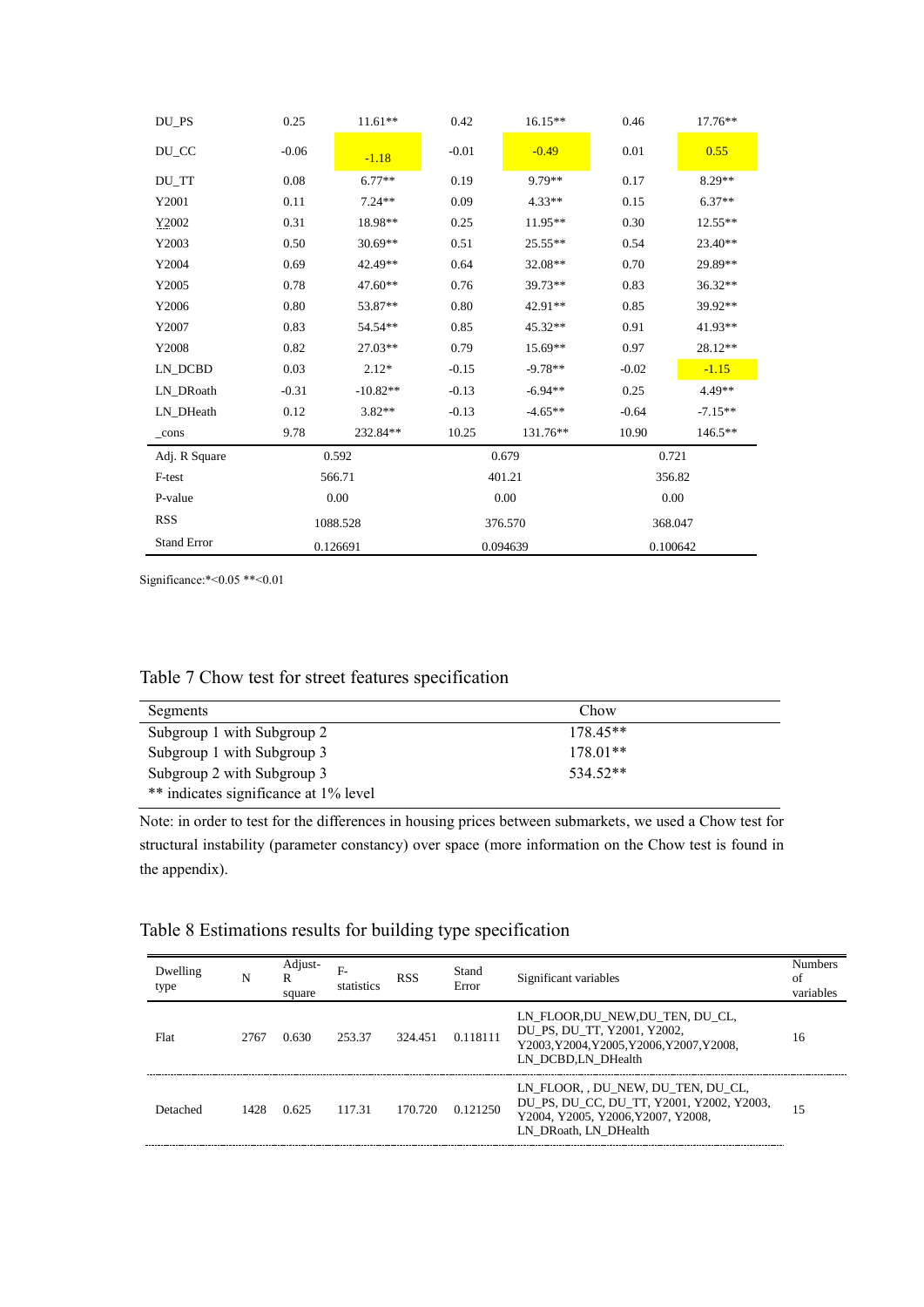| | | | | | | |
|---|---|---|---|---|---|---|
| DU_PS | 0.25 | 11.61** | 0.42 | 16.15** | 0.46 | 17.76** |
| DU_CC | -0.06 | -1.18 | -0.01 | -0.49 | 0.01 | 0.55 |
| DU_TT | 0.08 | 6.77** | 0.19 | 9.79** | 0.17 | 8.29** |
| Y2001 | 0.11 | 7.24** | 0.09 | 4.33** | 0.15 | 6.37** |
| Y2002 | 0.31 | 18.98** | 0.25 | 11.95** | 0.30 | 12.55** |
| Y2003 | 0.50 | 30.69** | 0.51 | 25.55** | 0.54 | 23.40** |
| Y2004 | 0.69 | 42.49** | 0.64 | 32.08** | 0.70 | 29.89** |
| Y2005 | 0.78 | 47.60** | 0.76 | 39.73** | 0.83 | 36.32** |
| Y2006 | 0.80 | 53.87** | 0.80 | 42.91** | 0.85 | 39.92** |
| Y2007 | 0.83 | 54.54** | 0.85 | 45.32** | 0.91 | 41.93** |
| Y2008 | 0.82 | 27.03** | 0.79 | 15.69** | 0.97 | 28.12** |
| LN_DCBD | 0.03 | 2.12* | -0.15 | -9.78** | -0.02 | -1.15 |
| LN_DRoath | -0.31 | -10.82** | -0.13 | -6.94** | 0.25 | 4.49** |
| LN_DHeath | 0.12 | 3.82** | -0.13 | -4.65** | -0.64 | -7.15** |
| _cons | 9.78 | 232.84** | 10.25 | 131.76** | 10.90 | 146.5** |
| Adj. R Square | 0.592 | | 0.679 | | 0.721 | |
| F-test | 566.71 | | 401.21 | | 356.82 | |
| P-value | 0.00 | | 0.00 | | 0.00 | |
| RSS | 1088.528 | | 376.570 | | 368.047 | |
| Stand Error | 0.126691 | | 0.094639 | | 0.100642 | |

Significance:*<0.05 **<0.01

## Table 7 Chow test for street features specification

| Segments | Chow |
|---|---|
| Subgroup 1 with Subgroup 2 | 178.45** |
| Subgroup 1 with Subgroup 3 | 178.01** |
| Subgroup 2 with Subgroup 3 | 534.52** |
| ** indicates significance at 1% level | |

Note: in order to test for the differences in housing prices between submarkets, we used a Chow test for structural instability (parameter constancy) over space (more information on the Chow test is found in the appendix).

## Table 8 Estimations results for building type specification

| Dwelling type | N | Adjust-R square | F-statistics | RSS | Stand Error | Significant variables | Numbers of variables |
|---|---|---|---|---|---|---|---|
| Flat | 2767 | 0.630 | 253.37 | 324.451 | 0.118111 | LN_FLOOR,DU_NEW,DU_TEN, DU_CL, DU_PS, DU_TT, Y2001, Y2002, Y2003,Y2004,Y2005,Y2006,Y2007,Y2008, LN_DCBD,LN_DHealth | 16 |
| Detached | 1428 | 0.625 | 117.31 | 170.720 | 0.121250 | LN_FLOOR, , DU_NEW, DU_TEN, DU_CL, DU_PS, DU_CC, DU_TT, Y2001, Y2002, Y2003, Y2004, Y2005, Y2006,Y2007, Y2008, LN_DRoath, LN_DHealth | 15 |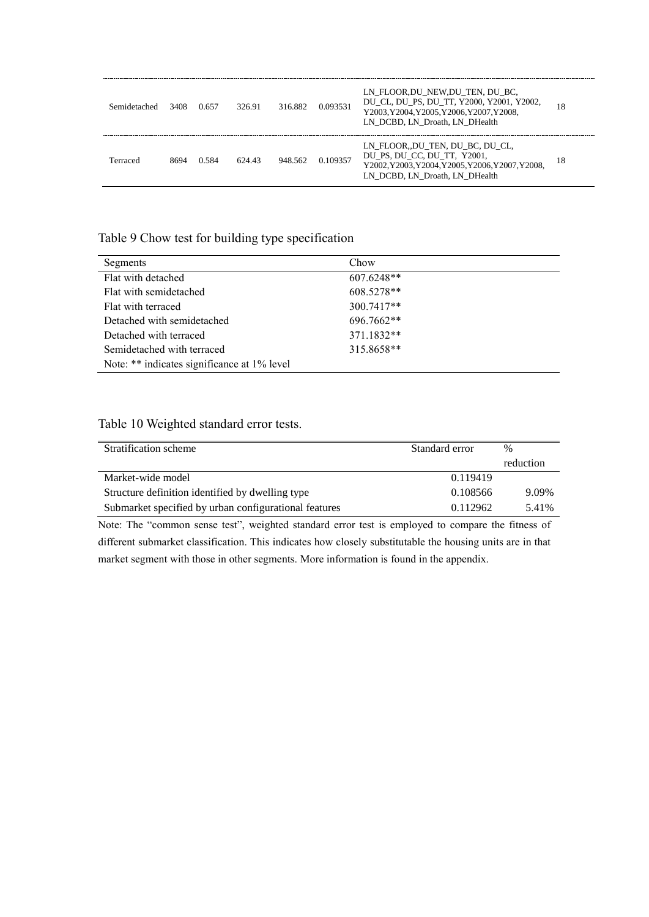| | | | | | | | |
|---|---|---|---|---|---|---|---|
| Semidetached | 3408 | 0.657 | 326.91 | 316.882 | 0.093531 | LN_FLOOR,DU_NEW,DU_TEN, DU_BC, DU_CL, DU_PS, DU_TT, Y2000, Y2001, Y2002, Y2003,Y2004,Y2005,Y2006,Y2007,Y2008, LN_DCBD, LN_Droath, LN_DHealth | 18 |
| Terraced | 8694 | 0.584 | 624.43 | 948.562 | 0.109357 | LN_FLOOR,,DU_TEN, DU_BC, DU_CL, DU_PS, DU_CC, DU_TT, Y2001, Y2002,Y2003,Y2004,Y2005,Y2006,Y2007,Y2008, LN_DCBD, LN_Droath, LN_DHealth | 18 |

Table 9 Chow test for building type specification

| Segments | Chow |
|---|---|
| Flat with detached | 607.6248** |
| Flat with semidetached | 608.5278** |
| Flat with terraced | 300.7417** |
| Detached with semidetached | 696.7662** |
| Detached with terraced | 371.1832** |
| Semidetached with terraced | 315.8658** |

Note: ** indicates significance at 1% level

Table 10 Weighted standard error tests.

| Stratification scheme | Standard error | % reduction |
|---|---|---|
| Market-wide model | 0.119419 | |
| Structure definition identified by dwelling type | 0.108566 | 9.09% |
| Submarket specified by urban configurational features | 0.112962 | 5.41% |

Note: The "common sense test", weighted standard error test is employed to compare the fitness of different submarket classification. This indicates how closely substitutable the housing units are in that market segment with those in other segments. More information is found in the appendix.